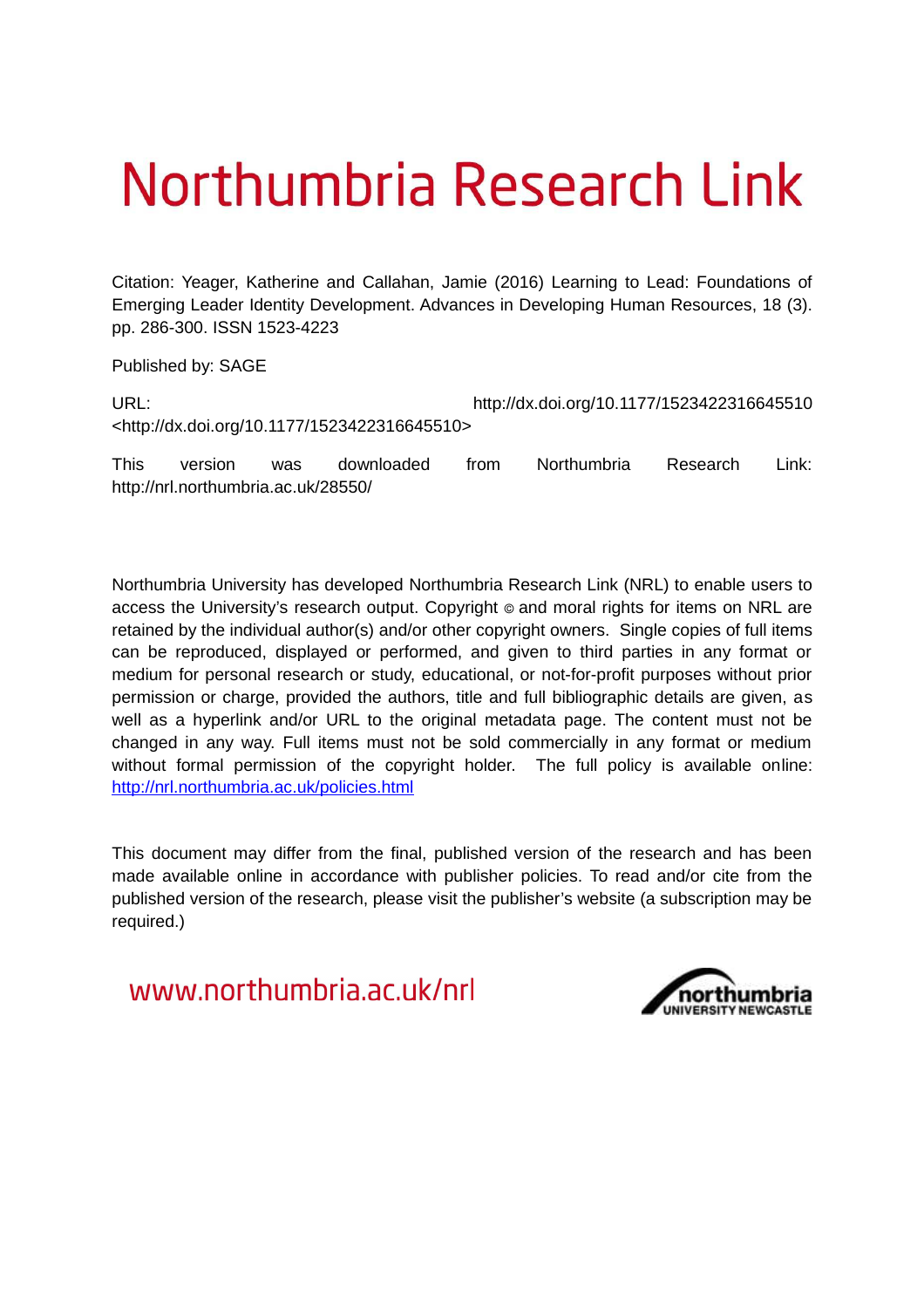# Northumbria Research Link

Citation: Yeager, Katherine and Callahan, Jamie (2016) Learning to Lead: Foundations of Emerging Leader Identity Development. Advances in Developing Human Resources, 18 (3). pp. 286-300. ISSN 1523-4223

Published by: SAGE

URL: http://dx.doi.org/10.1177/1523422316645510 <http://dx.doi.org/10.1177/1523422316645510>

This version was downloaded from Northumbria Research Link: http://nrl.northumbria.ac.uk/28550/

Northumbria University has developed Northumbria Research Link (NRL) to enable users to access the University's research output. Copyright © and moral rights for items on NRL are retained by the individual author(s) and/or other copyright owners. Single copies of full items can be reproduced, displayed or performed, and given to third parties in any format or medium for personal research or study, educational, or not-for-profit purposes without prior permission or charge, provided the authors, title and full bibliographic details are given, as well as a hyperlink and/or URL to the original metadata page. The content must not be changed in any way. Full items must not be sold commercially in any format or medium without formal permission of the copyright holder. The full policy is available online: http://nrl.northumbria.ac.uk/policies.html

This document may differ from the final, published version of the research and has been made available online in accordance with publisher policies. To read and/or cite from the published version of the research, please visit the publisher's website (a subscription may be required.)

www.northumbria.ac.uk/nrl

northumbria UNIVERSITY NEWCASTLE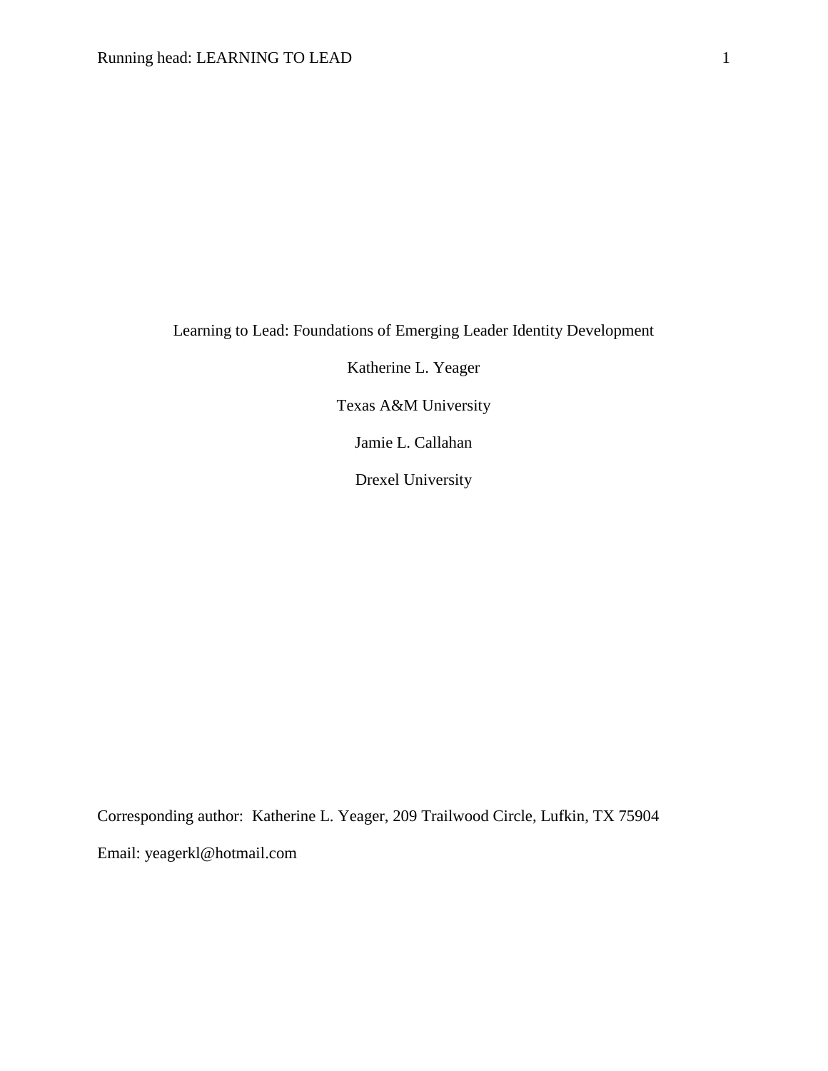Learning to Lead: Foundations of Emerging Leader Identity Development

Katherine L. Yeager

Texas A&M University

Jamie L. Callahan

Drexel University

Corresponding author: Katherine L. Yeager, 209 Trailwood Circle, Lufkin, TX 75904

Email: yeagerkl@hotmail.com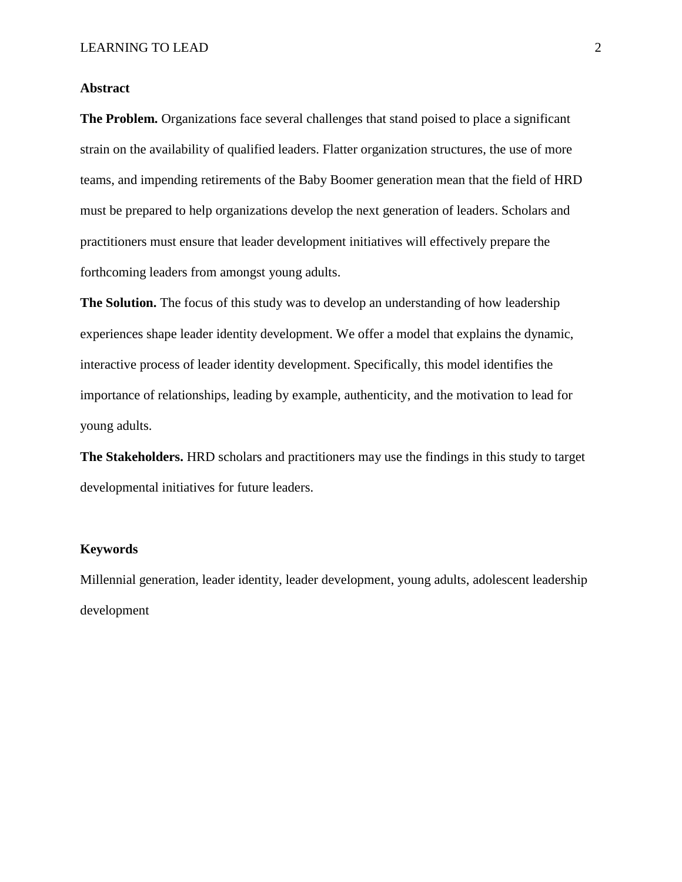## Abstract

**The Problem.** Organizations face several challenges that stand poised to place a significant strain on the availability of qualified leaders. Flatter organization structures, the use of more teams, and impending retirements of the Baby Boomer generation mean that the field of HRD must be prepared to help organizations develop the next generation of leaders. Scholars and practitioners must ensure that leader development initiatives will effectively prepare the forthcoming leaders from amongst young adults.

**The Solution.** The focus of this study was to develop an understanding of how leadership experiences shape leader identity development. We offer a model that explains the dynamic, interactive process of leader identity development. Specifically, this model identifies the importance of relationships, leading by example, authenticity, and the motivation to lead for young adults.

**The Stakeholders.** HRD scholars and practitioners may use the findings in this study to target developmental initiatives for future leaders.

## Keywords

Millennial generation, leader identity, leader development, young adults, adolescent leadership development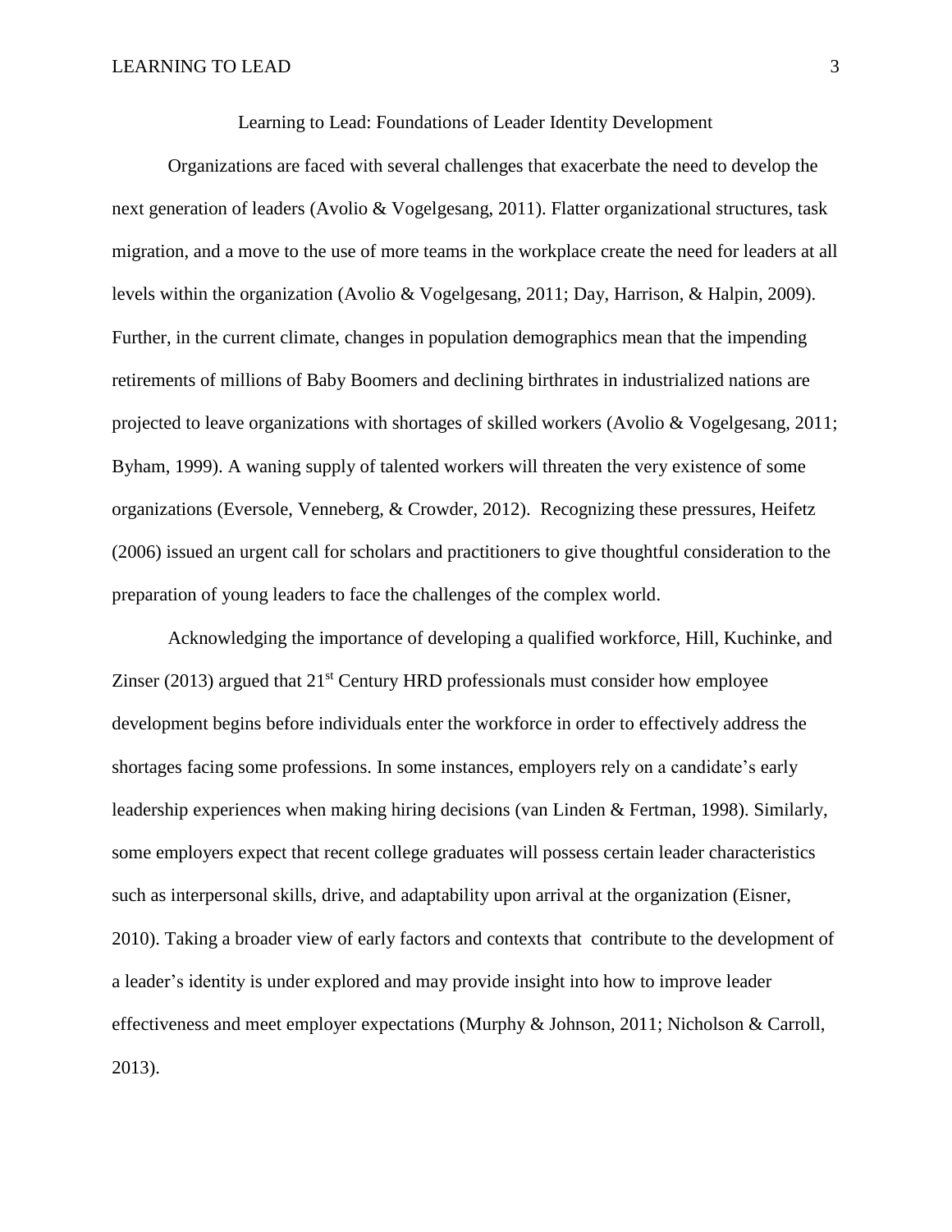# Learning to Lead: Foundations of Leader Identity Development

Organizations are faced with several challenges that exacerbate the need to develop the next generation of leaders (Avolio & Vogelgesang, 2011). Flatter organizational structures, task migration, and a move to the use of more teams in the workplace create the need for leaders at all levels within the organization (Avolio & Vogelgesang, 2011; Day, Harrison, & Halpin, 2009). Further, in the current climate, changes in population demographics mean that the impending retirements of millions of Baby Boomers and declining birthrates in industrialized nations are projected to leave organizations with shortages of skilled workers (Avolio & Vogelgesang, 2011; Byham, 1999). A waning supply of talented workers will threaten the very existence of some organizations (Eversole, Venneberg, & Crowder, 2012). Recognizing these pressures, Heifetz (2006) issued an urgent call for scholars and practitioners to give thoughtful consideration to the preparation of young leaders to face the challenges of the complex world.

Acknowledging the importance of developing a qualified workforce, Hill, Kuchinke, and Zinser (2013) argued that 21st Century HRD professionals must consider how employee development begins before individuals enter the workforce in order to effectively address the shortages facing some professions. In some instances, employers rely on a candidate's early leadership experiences when making hiring decisions (van Linden & Fertman, 1998). Similarly, some employers expect that recent college graduates will possess certain leader characteristics such as interpersonal skills, drive, and adaptability upon arrival at the organization (Eisner, 2010). Taking a broader view of early factors and contexts that contribute to the development of a leader's identity is under explored and may provide insight into how to improve leader effectiveness and meet employer expectations (Murphy & Johnson, 2011; Nicholson & Carroll, 2013).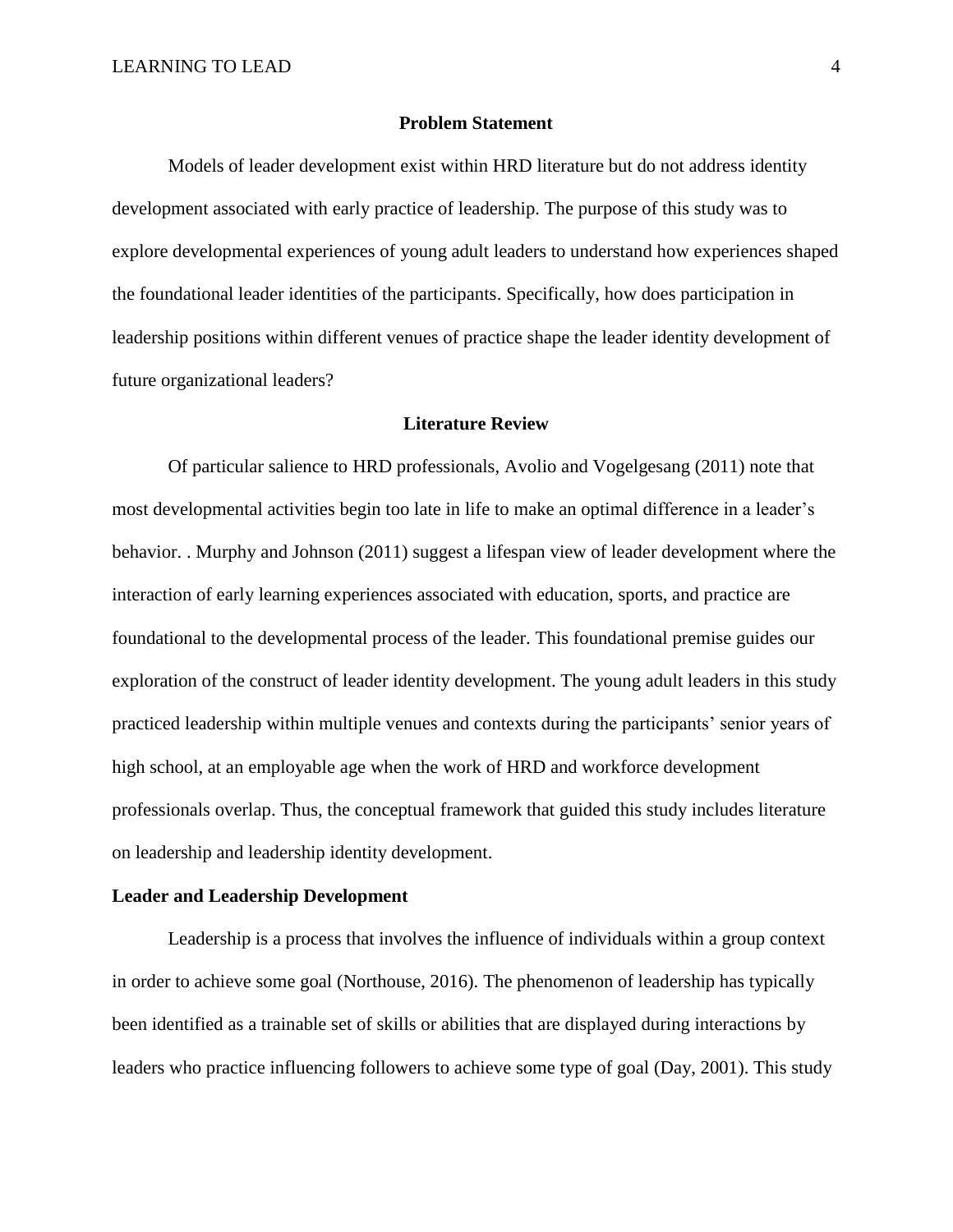## Problem Statement

Models of leader development exist within HRD literature but do not address identity development associated with early practice of leadership. The purpose of this study was to explore developmental experiences of young adult leaders to understand how experiences shaped the foundational leader identities of the participants. Specifically, how does participation in leadership positions within different venues of practice shape the leader identity development of future organizational leaders?

## Literature Review

Of particular salience to HRD professionals, Avolio and Vogelgesang (2011) note that most developmental activities begin too late in life to make an optimal difference in a leader's behavior. . Murphy and Johnson (2011) suggest a lifespan view of leader development where the interaction of early learning experiences associated with education, sports, and practice are foundational to the developmental process of the leader. This foundational premise guides our exploration of the construct of leader identity development. The young adult leaders in this study practiced leadership within multiple venues and contexts during the participants' senior years of high school, at an employable age when the work of HRD and workforce development professionals overlap. Thus, the conceptual framework that guided this study includes literature on leadership and leadership identity development.

### Leader and Leadership Development

Leadership is a process that involves the influence of individuals within a group context in order to achieve some goal (Northouse, 2016). The phenomenon of leadership has typically been identified as a trainable set of skills or abilities that are displayed during interactions by leaders who practice influencing followers to achieve some type of goal (Day, 2001). This study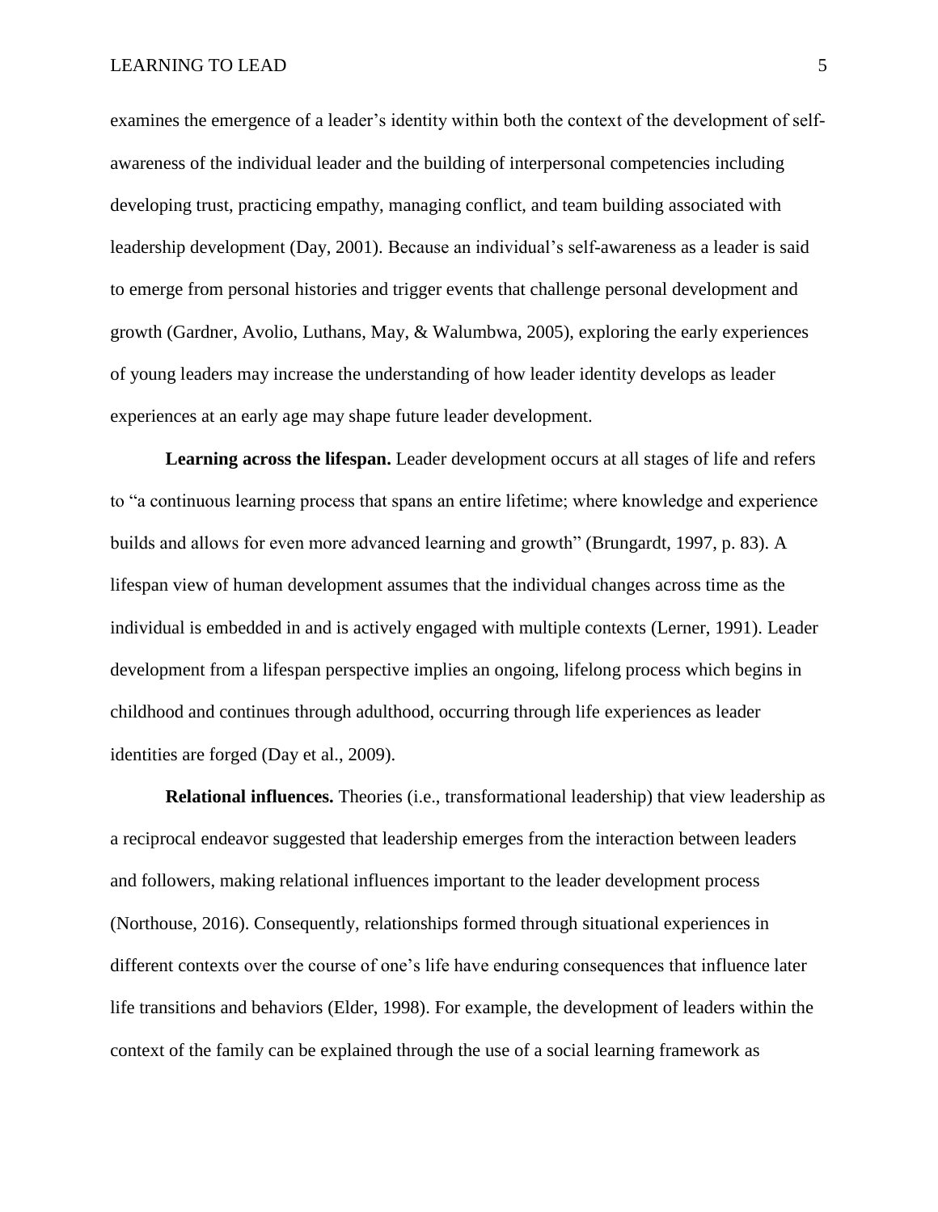examines the emergence of a leader's identity within both the context of the development of self-awareness of the individual leader and the building of interpersonal competencies including developing trust, practicing empathy, managing conflict, and team building associated with leadership development (Day, 2001). Because an individual's self-awareness as a leader is said to emerge from personal histories and trigger events that challenge personal development and growth (Gardner, Avolio, Luthans, May, & Walumbwa, 2005), exploring the early experiences of young leaders may increase the understanding of how leader identity develops as leader experiences at an early age may shape future leader development.

**Learning across the lifespan.** Leader development occurs at all stages of life and refers to "a continuous learning process that spans an entire lifetime; where knowledge and experience builds and allows for even more advanced learning and growth" (Brungardt, 1997, p. 83). A lifespan view of human development assumes that the individual changes across time as the individual is embedded in and is actively engaged with multiple contexts (Lerner, 1991). Leader development from a lifespan perspective implies an ongoing, lifelong process which begins in childhood and continues through adulthood, occurring through life experiences as leader identities are forged (Day et al., 2009).

**Relational influences.** Theories (i.e., transformational leadership) that view leadership as a reciprocal endeavor suggested that leadership emerges from the interaction between leaders and followers, making relational influences important to the leader development process (Northouse, 2016). Consequently, relationships formed through situational experiences in different contexts over the course of one's life have enduring consequences that influence later life transitions and behaviors (Elder, 1998). For example, the development of leaders within the context of the family can be explained through the use of a social learning framework as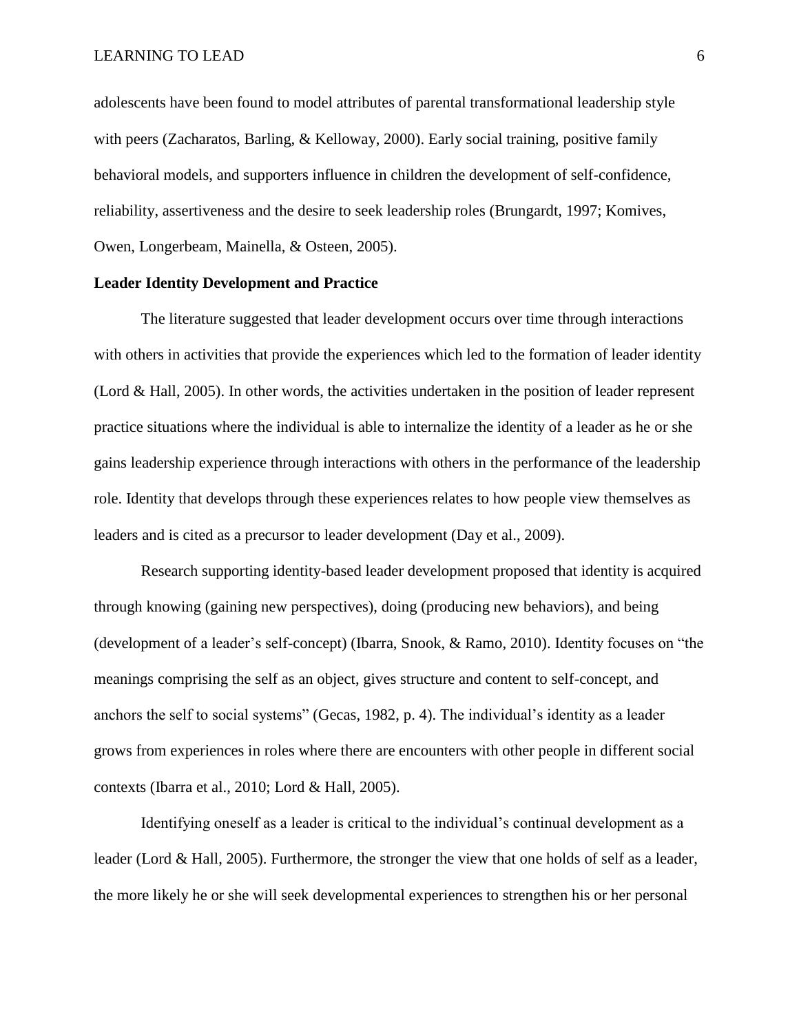adolescents have been found to model attributes of parental transformational leadership style with peers (Zacharatos, Barling, & Kelloway, 2000). Early social training, positive family behavioral models, and supporters influence in children the development of self-confidence, reliability, assertiveness and the desire to seek leadership roles (Brungardt, 1997; Komives, Owen, Longerbeam, Mainella, & Osteen, 2005).

**Leader Identity Development and Practice**

The literature suggested that leader development occurs over time through interactions with others in activities that provide the experiences which led to the formation of leader identity (Lord & Hall, 2005). In other words, the activities undertaken in the position of leader represent practice situations where the individual is able to internalize the identity of a leader as he or she gains leadership experience through interactions with others in the performance of the leadership role. Identity that develops through these experiences relates to how people view themselves as leaders and is cited as a precursor to leader development (Day et al., 2009).

Research supporting identity-based leader development proposed that identity is acquired through knowing (gaining new perspectives), doing (producing new behaviors), and being (development of a leader's self-concept) (Ibarra, Snook, & Ramo, 2010). Identity focuses on "the meanings comprising the self as an object, gives structure and content to self-concept, and anchors the self to social systems" (Gecas, 1982, p. 4). The individual's identity as a leader grows from experiences in roles where there are encounters with other people in different social contexts (Ibarra et al., 2010; Lord & Hall, 2005).

Identifying oneself as a leader is critical to the individual's continual development as a leader (Lord & Hall, 2005). Furthermore, the stronger the view that one holds of self as a leader, the more likely he or she will seek developmental experiences to strengthen his or her personal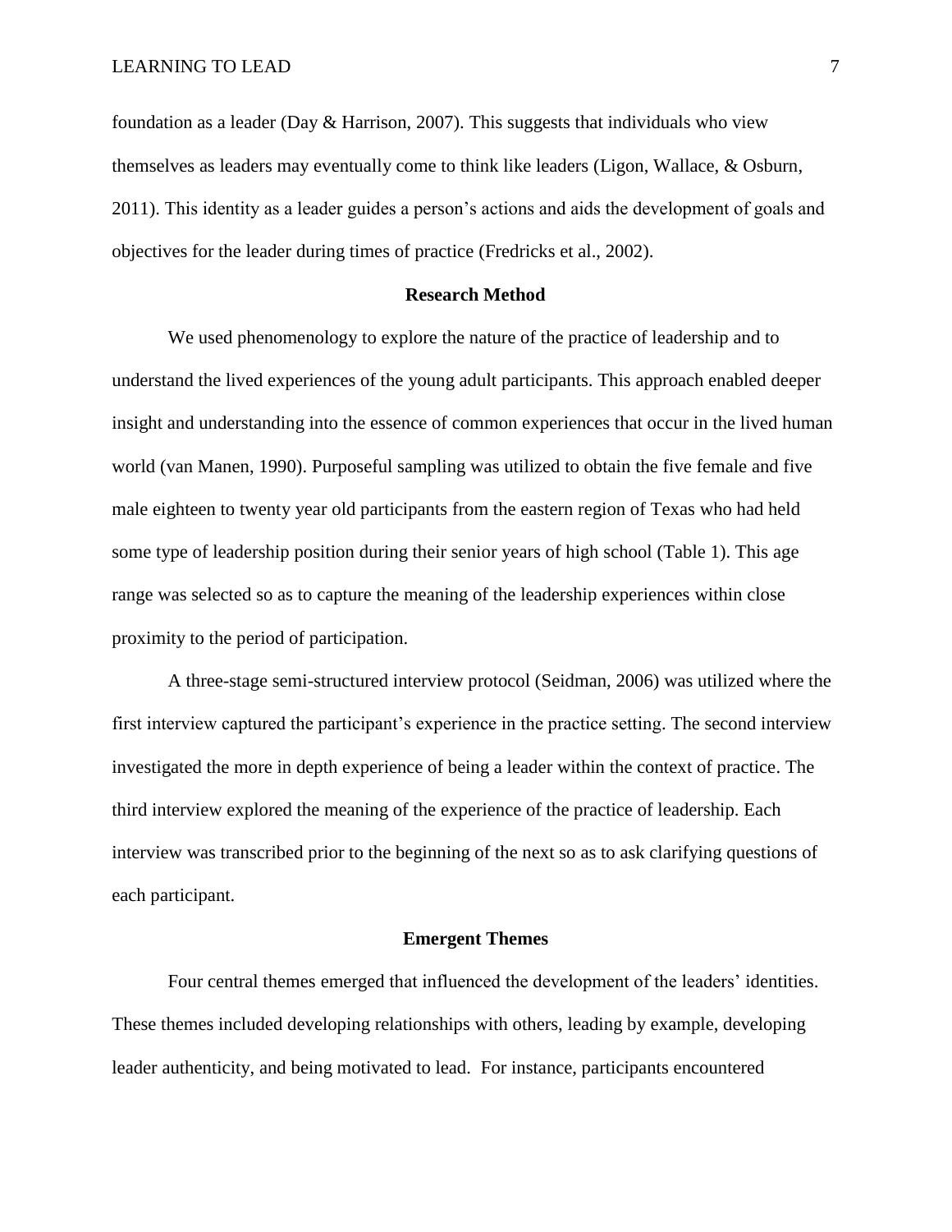foundation as a leader (Day & Harrison, 2007). This suggests that individuals who view themselves as leaders may eventually come to think like leaders (Ligon, Wallace, & Osburn, 2011). This identity as a leader guides a person's actions and aids the development of goals and objectives for the leader during times of practice (Fredricks et al., 2002).

## Research Method

We used phenomenology to explore the nature of the practice of leadership and to understand the lived experiences of the young adult participants. This approach enabled deeper insight and understanding into the essence of common experiences that occur in the lived human world (van Manen, 1990). Purposeful sampling was utilized to obtain the five female and five male eighteen to twenty year old participants from the eastern region of Texas who had held some type of leadership position during their senior years of high school (Table 1). This age range was selected so as to capture the meaning of the leadership experiences within close proximity to the period of participation.

A three-stage semi-structured interview protocol (Seidman, 2006) was utilized where the first interview captured the participant's experience in the practice setting. The second interview investigated the more in depth experience of being a leader within the context of practice. The third interview explored the meaning of the experience of the practice of leadership. Each interview was transcribed prior to the beginning of the next so as to ask clarifying questions of each participant.

## Emergent Themes

Four central themes emerged that influenced the development of the leaders' identities. These themes included developing relationships with others, leading by example, developing leader authenticity, and being motivated to lead. For instance, participants encountered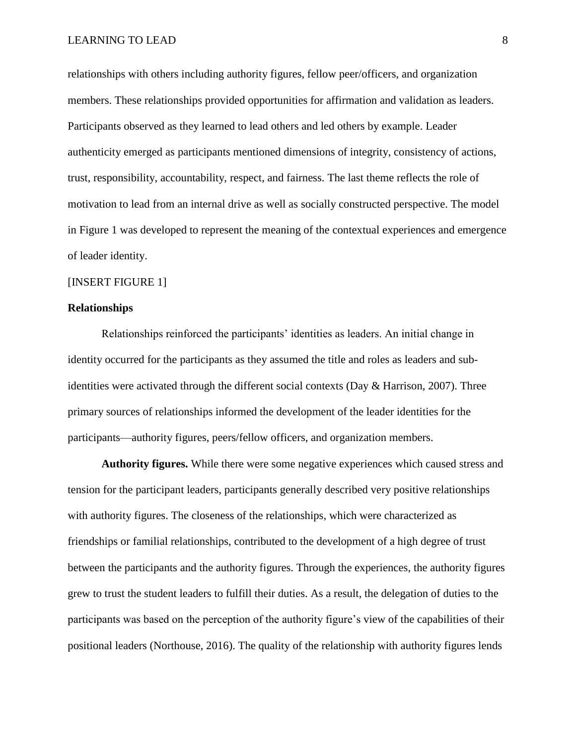relationships with others including authority figures, fellow peer/officers, and organization members. These relationships provided opportunities for affirmation and validation as leaders. Participants observed as they learned to lead others and led others by example. Leader authenticity emerged as participants mentioned dimensions of integrity, consistency of actions, trust, responsibility, accountability, respect, and fairness. The last theme reflects the role of motivation to lead from an internal drive as well as socially constructed perspective. The model in Figure 1 was developed to represent the meaning of the contextual experiences and emergence of leader identity.

[INSERT FIGURE 1]

## Relationships

Relationships reinforced the participants' identities as leaders. An initial change in identity occurred for the participants as they assumed the title and roles as leaders and sub-identities were activated through the different social contexts (Day & Harrison, 2007). Three primary sources of relationships informed the development of the leader identities for the participants—authority figures, peers/fellow officers, and organization members.

**Authority figures.** While there were some negative experiences which caused stress and tension for the participant leaders, participants generally described very positive relationships with authority figures. The closeness of the relationships, which were characterized as friendships or familial relationships, contributed to the development of a high degree of trust between the participants and the authority figures. Through the experiences, the authority figures grew to trust the student leaders to fulfill their duties. As a result, the delegation of duties to the participants was based on the perception of the authority figure's view of the capabilities of their positional leaders (Northouse, 2016). The quality of the relationship with authority figures lends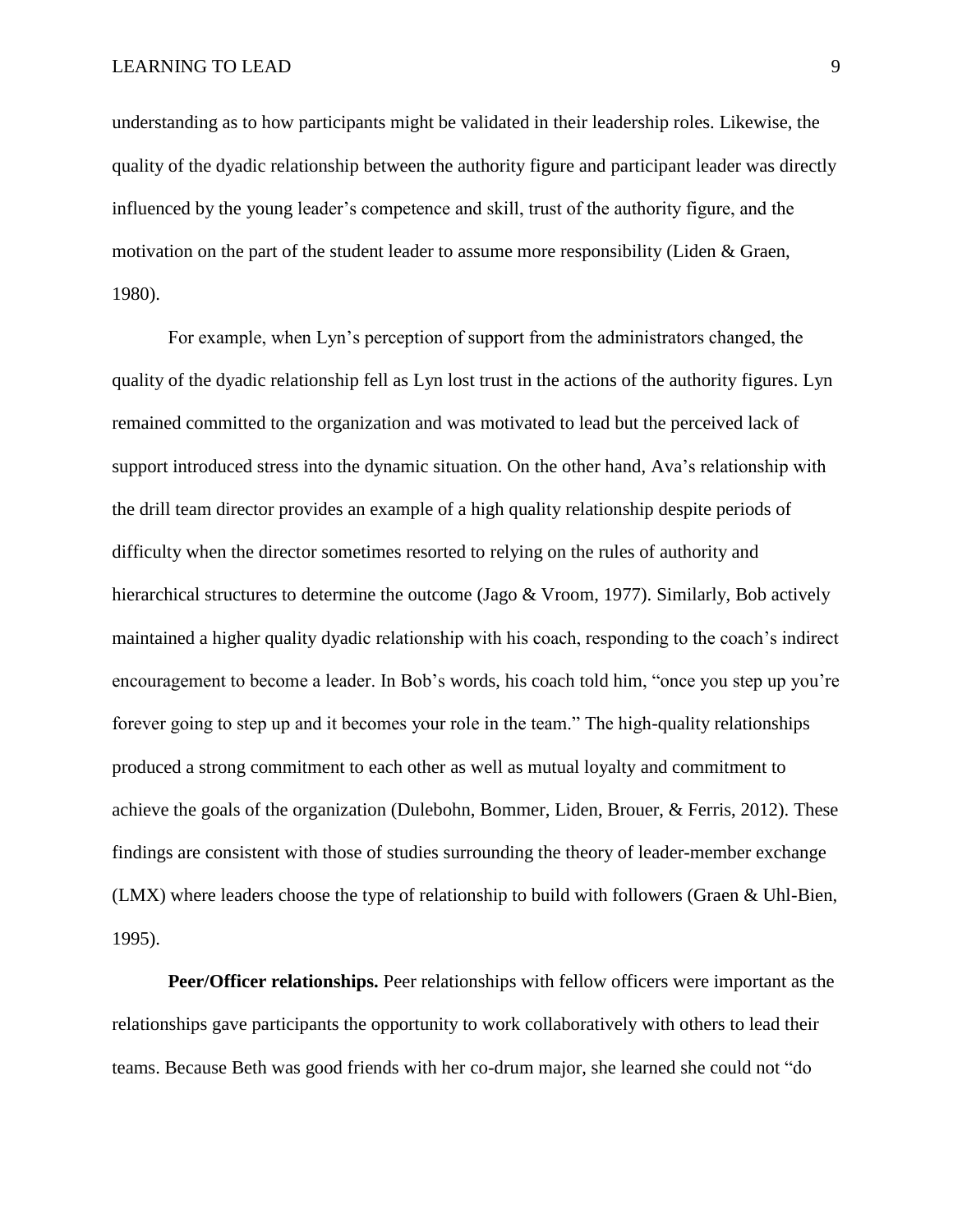understanding as to how participants might be validated in their leadership roles. Likewise, the quality of the dyadic relationship between the authority figure and participant leader was directly influenced by the young leader's competence and skill, trust of the authority figure, and the motivation on the part of the student leader to assume more responsibility (Liden & Graen, 1980).

For example, when Lyn's perception of support from the administrators changed, the quality of the dyadic relationship fell as Lyn lost trust in the actions of the authority figures. Lyn remained committed to the organization and was motivated to lead but the perceived lack of support introduced stress into the dynamic situation. On the other hand, Ava's relationship with the drill team director provides an example of a high quality relationship despite periods of difficulty when the director sometimes resorted to relying on the rules of authority and hierarchical structures to determine the outcome (Jago & Vroom, 1977). Similarly, Bob actively maintained a higher quality dyadic relationship with his coach, responding to the coach's indirect encouragement to become a leader. In Bob's words, his coach told him, "once you step up you're forever going to step up and it becomes your role in the team." The high-quality relationships produced a strong commitment to each other as well as mutual loyalty and commitment to achieve the goals of the organization (Dulebohn, Bommer, Liden, Brouer, & Ferris, 2012). These findings are consistent with those of studies surrounding the theory of leader-member exchange (LMX) where leaders choose the type of relationship to build with followers (Graen & Uhl-Bien, 1995).

**Peer/Officer relationships.** Peer relationships with fellow officers were important as the relationships gave participants the opportunity to work collaboratively with others to lead their teams. Because Beth was good friends with her co-drum major, she learned she could not "do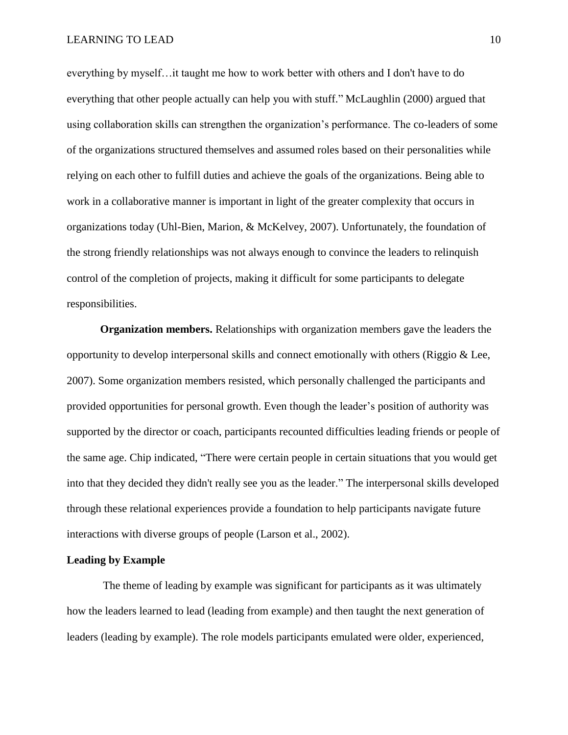everything by myself…it taught me how to work better with others and I don't have to do everything that other people actually can help you with stuff." McLaughlin (2000) argued that using collaboration skills can strengthen the organization's performance. The co-leaders of some of the organizations structured themselves and assumed roles based on their personalities while relying on each other to fulfill duties and achieve the goals of the organizations. Being able to work in a collaborative manner is important in light of the greater complexity that occurs in organizations today (Uhl-Bien, Marion, & McKelvey, 2007). Unfortunately, the foundation of the strong friendly relationships was not always enough to convince the leaders to relinquish control of the completion of projects, making it difficult for some participants to delegate responsibilities.

**Organization members.** Relationships with organization members gave the leaders the opportunity to develop interpersonal skills and connect emotionally with others (Riggio & Lee, 2007). Some organization members resisted, which personally challenged the participants and provided opportunities for personal growth. Even though the leader's position of authority was supported by the director or coach, participants recounted difficulties leading friends or people of the same age. Chip indicated, "There were certain people in certain situations that you would get into that they decided they didn't really see you as the leader." The interpersonal skills developed through these relational experiences provide a foundation to help participants navigate future interactions with diverse groups of people (Larson et al., 2002).

### Leading by Example

The theme of leading by example was significant for participants as it was ultimately how the leaders learned to lead (leading from example) and then taught the next generation of leaders (leading by example). The role models participants emulated were older, experienced,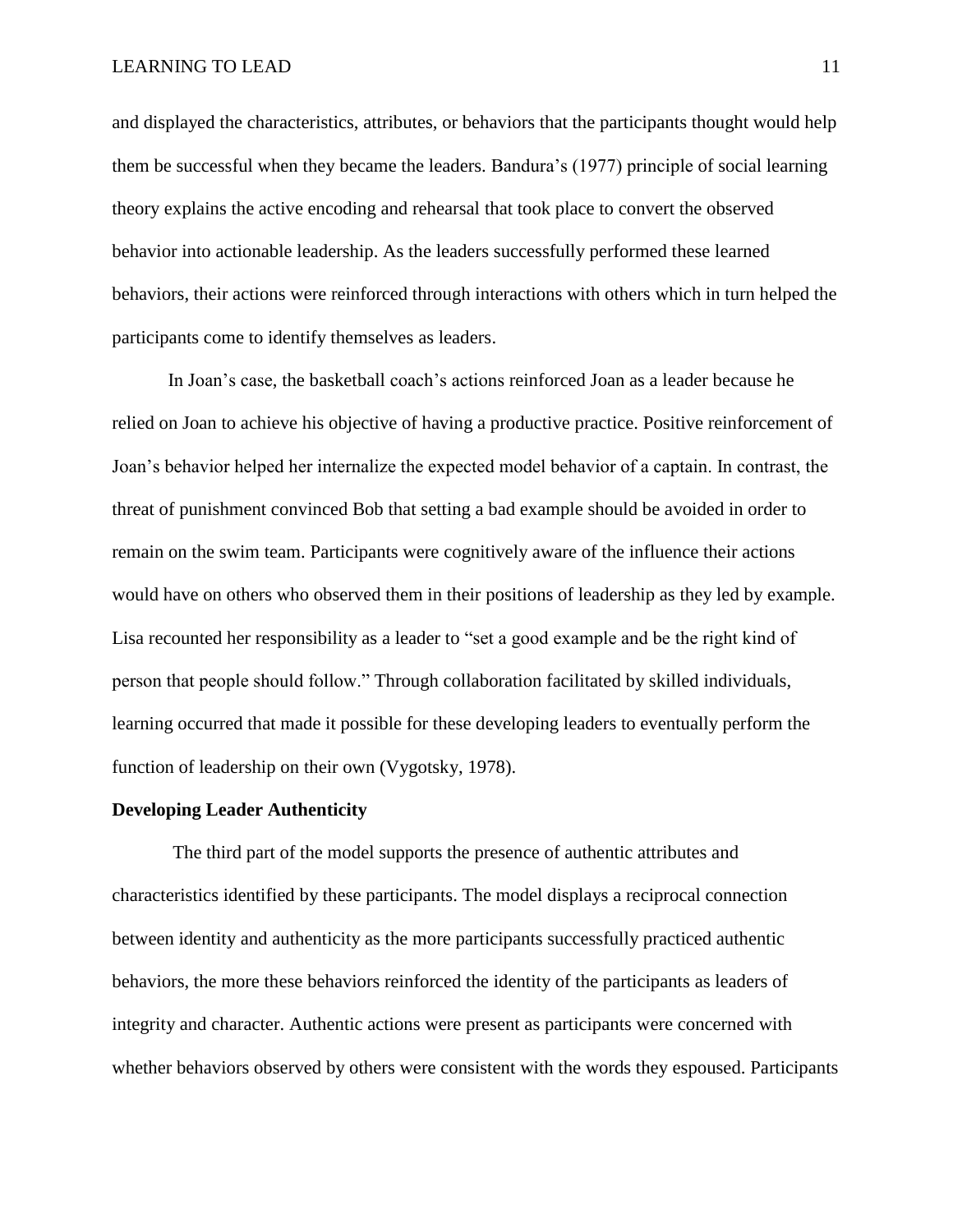and displayed the characteristics, attributes, or behaviors that the participants thought would help them be successful when they became the leaders. Bandura's (1977) principle of social learning theory explains the active encoding and rehearsal that took place to convert the observed behavior into actionable leadership. As the leaders successfully performed these learned behaviors, their actions were reinforced through interactions with others which in turn helped the participants come to identify themselves as leaders.

In Joan's case, the basketball coach's actions reinforced Joan as a leader because he relied on Joan to achieve his objective of having a productive practice. Positive reinforcement of Joan's behavior helped her internalize the expected model behavior of a captain. In contrast, the threat of punishment convinced Bob that setting a bad example should be avoided in order to remain on the swim team. Participants were cognitively aware of the influence their actions would have on others who observed them in their positions of leadership as they led by example. Lisa recounted her responsibility as a leader to "set a good example and be the right kind of person that people should follow." Through collaboration facilitated by skilled individuals, learning occurred that made it possible for these developing leaders to eventually perform the function of leadership on their own (Vygotsky, 1978).

**Developing Leader Authenticity**

The third part of the model supports the presence of authentic attributes and characteristics identified by these participants. The model displays a reciprocal connection between identity and authenticity as the more participants successfully practiced authentic behaviors, the more these behaviors reinforced the identity of the participants as leaders of integrity and character. Authentic actions were present as participants were concerned with whether behaviors observed by others were consistent with the words they espoused. Participants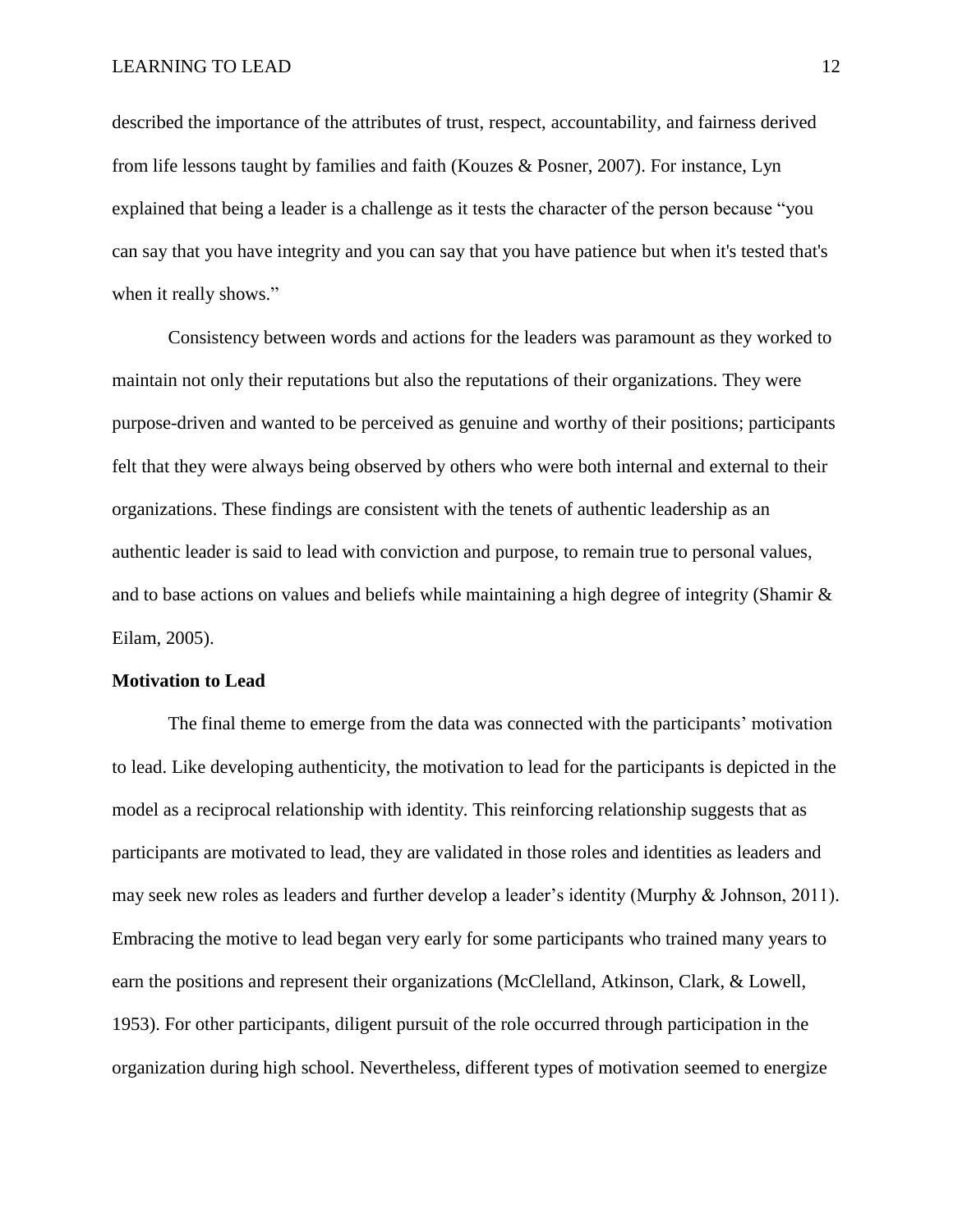described the importance of the attributes of trust, respect, accountability, and fairness derived from life lessons taught by families and faith (Kouzes & Posner, 2007). For instance, Lyn explained that being a leader is a challenge as it tests the character of the person because "you can say that you have integrity and you can say that you have patience but when it's tested that's when it really shows."

Consistency between words and actions for the leaders was paramount as they worked to maintain not only their reputations but also the reputations of their organizations. They were purpose-driven and wanted to be perceived as genuine and worthy of their positions; participants felt that they were always being observed by others who were both internal and external to their organizations. These findings are consistent with the tenets of authentic leadership as an authentic leader is said to lead with conviction and purpose, to remain true to personal values, and to base actions on values and beliefs while maintaining a high degree of integrity (Shamir & Eilam, 2005).

**Motivation to Lead**

The final theme to emerge from the data was connected with the participants' motivation to lead. Like developing authenticity, the motivation to lead for the participants is depicted in the model as a reciprocal relationship with identity. This reinforcing relationship suggests that as participants are motivated to lead, they are validated in those roles and identities as leaders and may seek new roles as leaders and further develop a leader's identity (Murphy & Johnson, 2011). Embracing the motive to lead began very early for some participants who trained many years to earn the positions and represent their organizations (McClelland, Atkinson, Clark, & Lowell, 1953). For other participants, diligent pursuit of the role occurred through participation in the organization during high school. Nevertheless, different types of motivation seemed to energize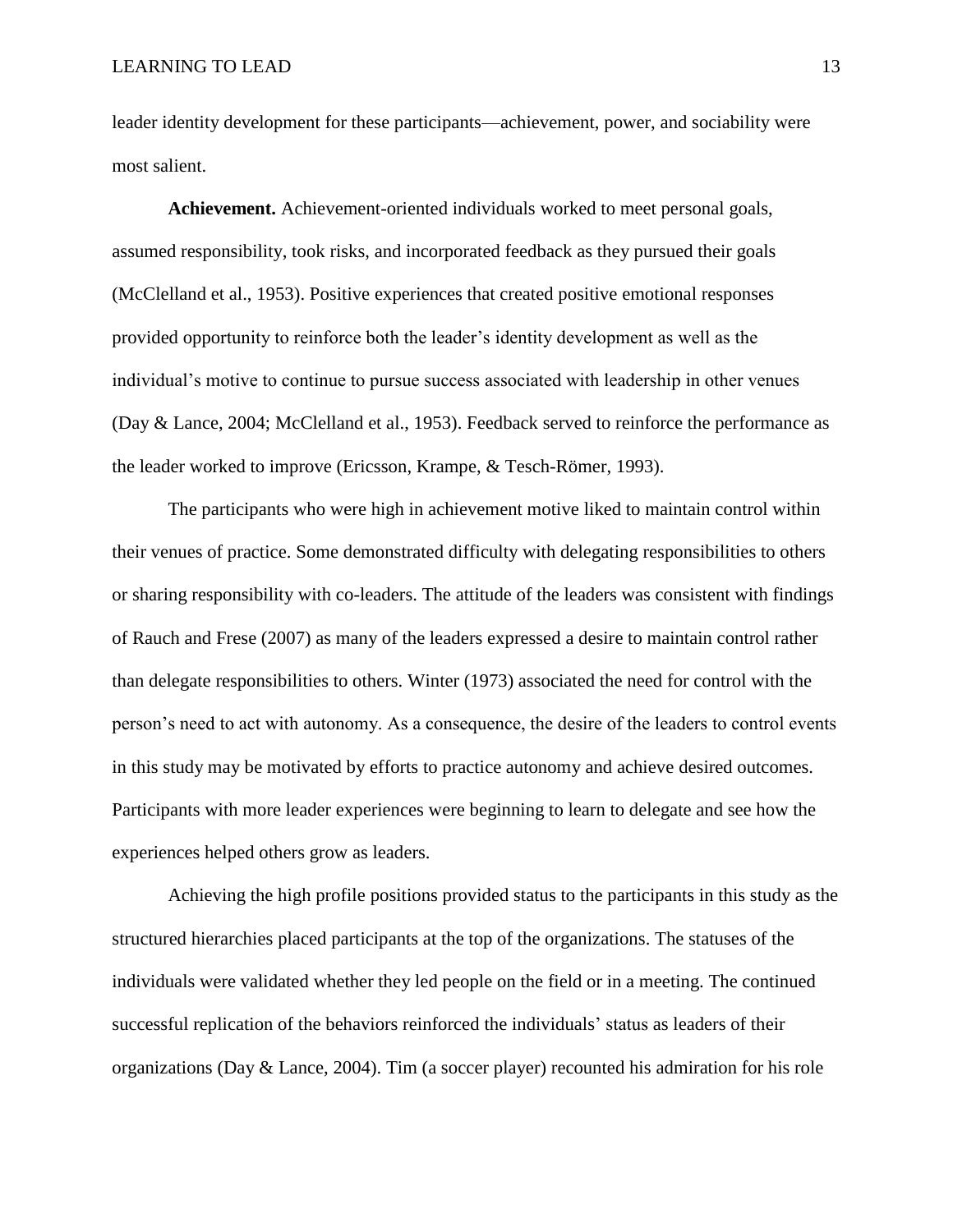leader identity development for these participants—achievement, power, and sociability were most salient.

**Achievement.** Achievement-oriented individuals worked to meet personal goals, assumed responsibility, took risks, and incorporated feedback as they pursued their goals (McClelland et al., 1953). Positive experiences that created positive emotional responses provided opportunity to reinforce both the leader's identity development as well as the individual's motive to continue to pursue success associated with leadership in other venues (Day & Lance, 2004; McClelland et al., 1953). Feedback served to reinforce the performance as the leader worked to improve (Ericsson, Krampe, & Tesch-Römer, 1993).

The participants who were high in achievement motive liked to maintain control within their venues of practice. Some demonstrated difficulty with delegating responsibilities to others or sharing responsibility with co-leaders. The attitude of the leaders was consistent with findings of Rauch and Frese (2007) as many of the leaders expressed a desire to maintain control rather than delegate responsibilities to others. Winter (1973) associated the need for control with the person's need to act with autonomy. As a consequence, the desire of the leaders to control events in this study may be motivated by efforts to practice autonomy and achieve desired outcomes. Participants with more leader experiences were beginning to learn to delegate and see how the experiences helped others grow as leaders.

Achieving the high profile positions provided status to the participants in this study as the structured hierarchies placed participants at the top of the organizations. The statuses of the individuals were validated whether they led people on the field or in a meeting. The continued successful replication of the behaviors reinforced the individuals' status as leaders of their organizations (Day & Lance, 2004). Tim (a soccer player) recounted his admiration for his role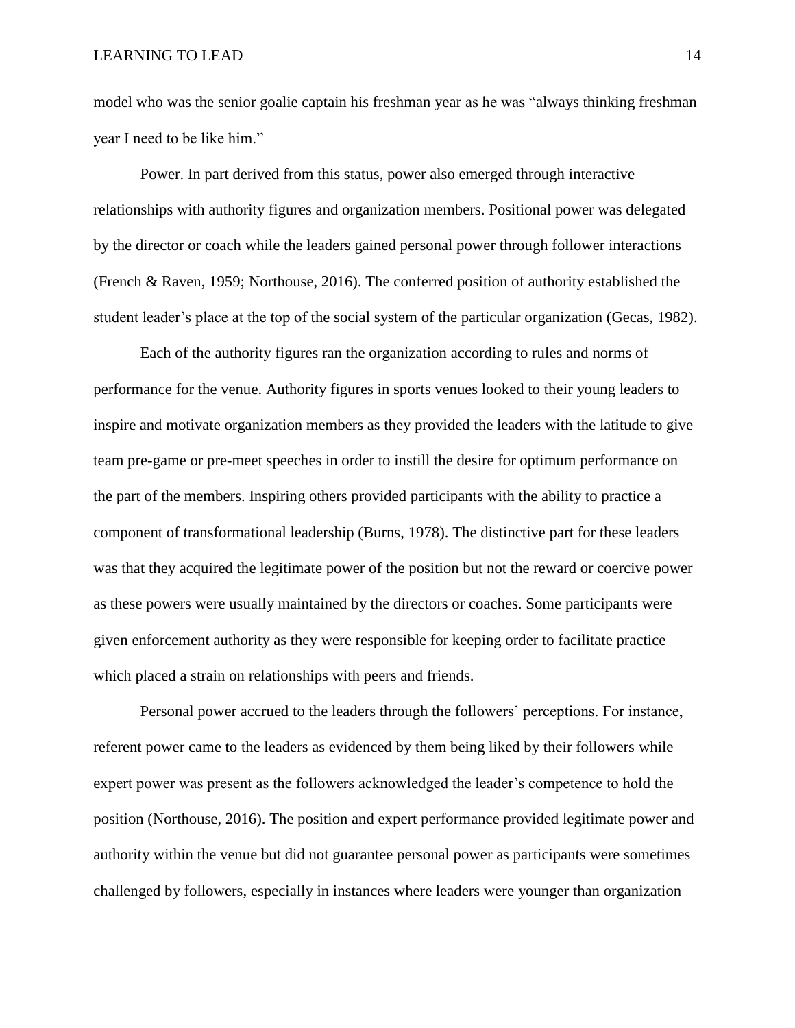model who was the senior goalie captain his freshman year as he was "always thinking freshman year I need to be like him."

Power. In part derived from this status, power also emerged through interactive relationships with authority figures and organization members. Positional power was delegated by the director or coach while the leaders gained personal power through follower interactions (French & Raven, 1959; Northouse, 2016). The conferred position of authority established the student leader's place at the top of the social system of the particular organization (Gecas, 1982).

Each of the authority figures ran the organization according to rules and norms of performance for the venue. Authority figures in sports venues looked to their young leaders to inspire and motivate organization members as they provided the leaders with the latitude to give team pre-game or pre-meet speeches in order to instill the desire for optimum performance on the part of the members. Inspiring others provided participants with the ability to practice a component of transformational leadership (Burns, 1978). The distinctive part for these leaders was that they acquired the legitimate power of the position but not the reward or coercive power as these powers were usually maintained by the directors or coaches. Some participants were given enforcement authority as they were responsible for keeping order to facilitate practice which placed a strain on relationships with peers and friends.

Personal power accrued to the leaders through the followers' perceptions. For instance, referent power came to the leaders as evidenced by them being liked by their followers while expert power was present as the followers acknowledged the leader's competence to hold the position (Northouse, 2016). The position and expert performance provided legitimate power and authority within the venue but did not guarantee personal power as participants were sometimes challenged by followers, especially in instances where leaders were younger than organization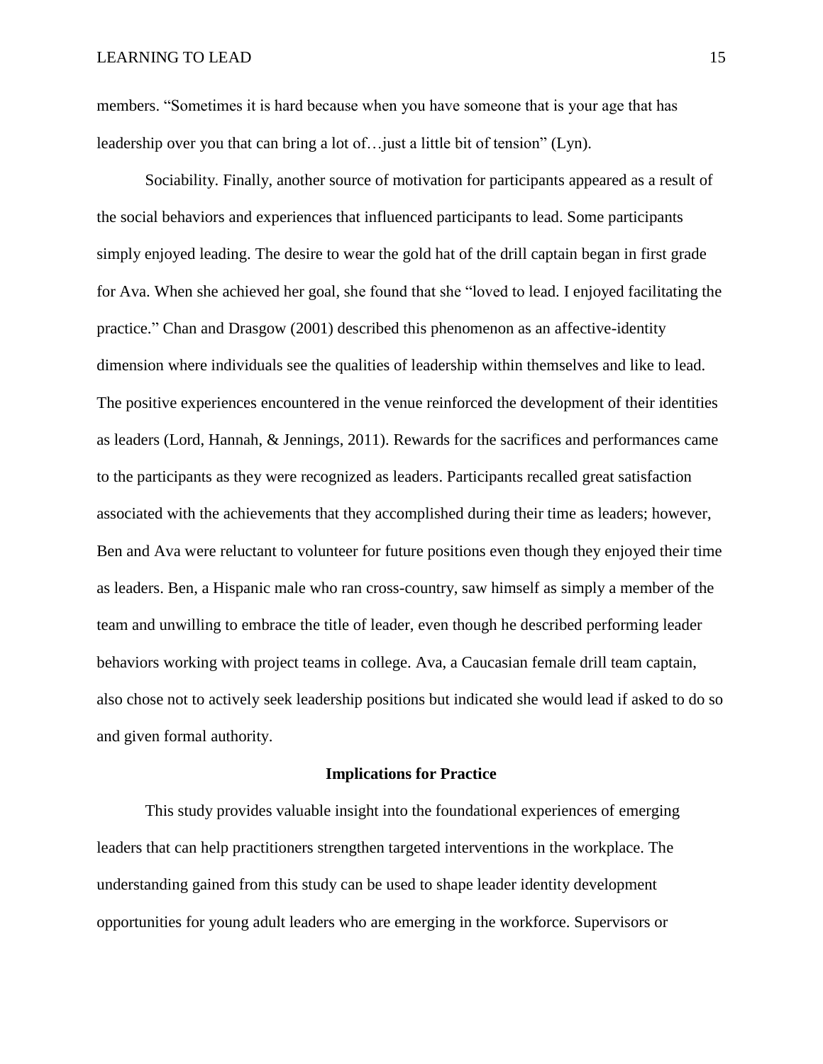members. "Sometimes it is hard because when you have someone that is your age that has leadership over you that can bring a lot of…just a little bit of tension" (Lyn).

Sociability. Finally, another source of motivation for participants appeared as a result of the social behaviors and experiences that influenced participants to lead. Some participants simply enjoyed leading. The desire to wear the gold hat of the drill captain began in first grade for Ava. When she achieved her goal, she found that she "loved to lead. I enjoyed facilitating the practice." Chan and Drasgow (2001) described this phenomenon as an affective-identity dimension where individuals see the qualities of leadership within themselves and like to lead. The positive experiences encountered in the venue reinforced the development of their identities as leaders (Lord, Hannah, & Jennings, 2011). Rewards for the sacrifices and performances came to the participants as they were recognized as leaders. Participants recalled great satisfaction associated with the achievements that they accomplished during their time as leaders; however, Ben and Ava were reluctant to volunteer for future positions even though they enjoyed their time as leaders. Ben, a Hispanic male who ran cross-country, saw himself as simply a member of the team and unwilling to embrace the title of leader, even though he described performing leader behaviors working with project teams in college. Ava, a Caucasian female drill team captain, also chose not to actively seek leadership positions but indicated she would lead if asked to do so and given formal authority.

## Implications for Practice

This study provides valuable insight into the foundational experiences of emerging leaders that can help practitioners strengthen targeted interventions in the workplace. The understanding gained from this study can be used to shape leader identity development opportunities for young adult leaders who are emerging in the workforce. Supervisors or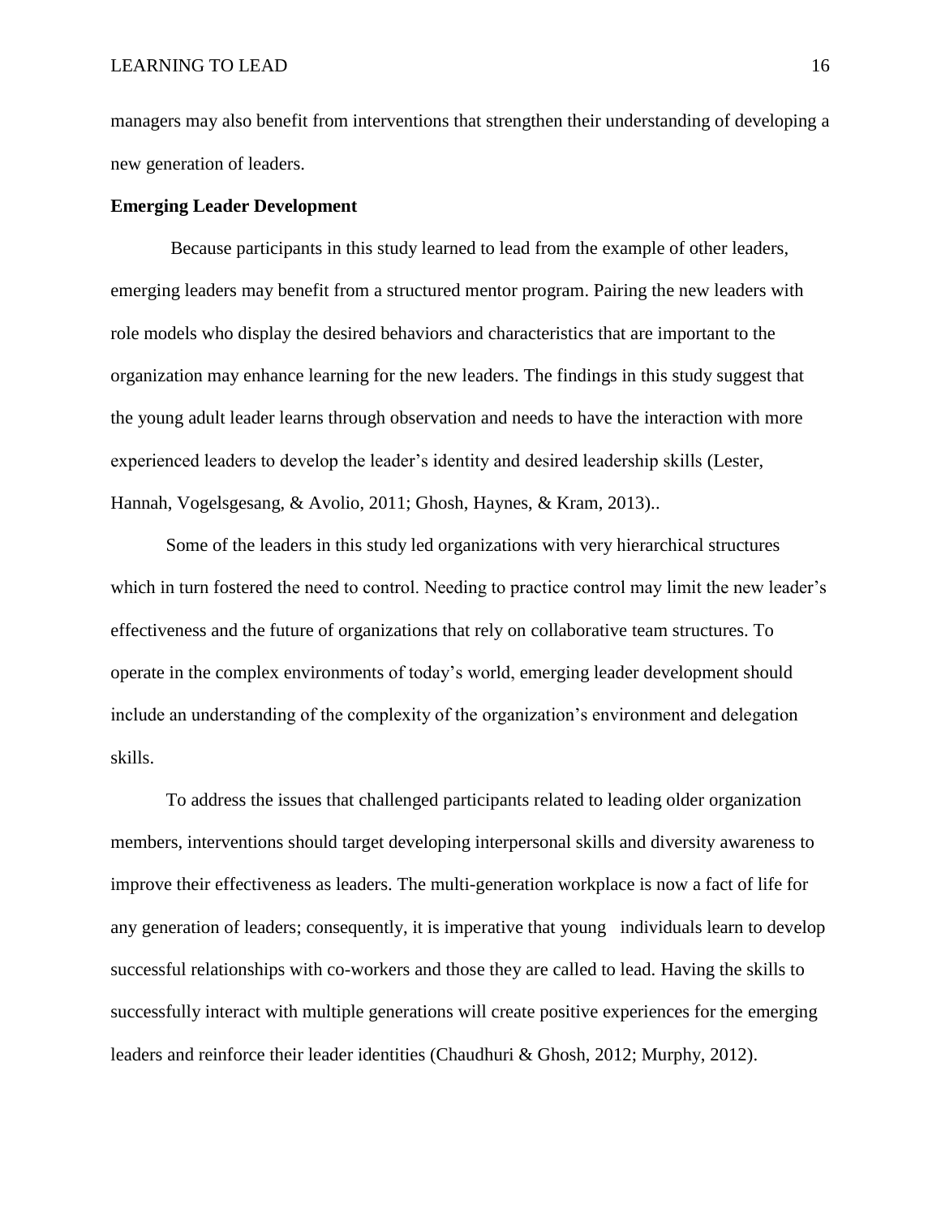managers may also benefit from interventions that strengthen their understanding of developing a new generation of leaders.

**Emerging Leader Development**

Because participants in this study learned to lead from the example of other leaders, emerging leaders may benefit from a structured mentor program. Pairing the new leaders with role models who display the desired behaviors and characteristics that are important to the organization may enhance learning for the new leaders. The findings in this study suggest that the young adult leader learns through observation and needs to have the interaction with more experienced leaders to develop the leader's identity and desired leadership skills (Lester, Hannah, Vogelsgesang, & Avolio, 2011; Ghosh, Haynes, & Kram, 2013)..

Some of the leaders in this study led organizations with very hierarchical structures which in turn fostered the need to control. Needing to practice control may limit the new leader's effectiveness and the future of organizations that rely on collaborative team structures. To operate in the complex environments of today's world, emerging leader development should include an understanding of the complexity of the organization's environment and delegation skills.

To address the issues that challenged participants related to leading older organization members, interventions should target developing interpersonal skills and diversity awareness to improve their effectiveness as leaders. The multi-generation workplace is now a fact of life for any generation of leaders; consequently, it is imperative that young individuals learn to develop successful relationships with co-workers and those they are called to lead. Having the skills to successfully interact with multiple generations will create positive experiences for the emerging leaders and reinforce their leader identities (Chaudhuri & Ghosh, 2012; Murphy, 2012).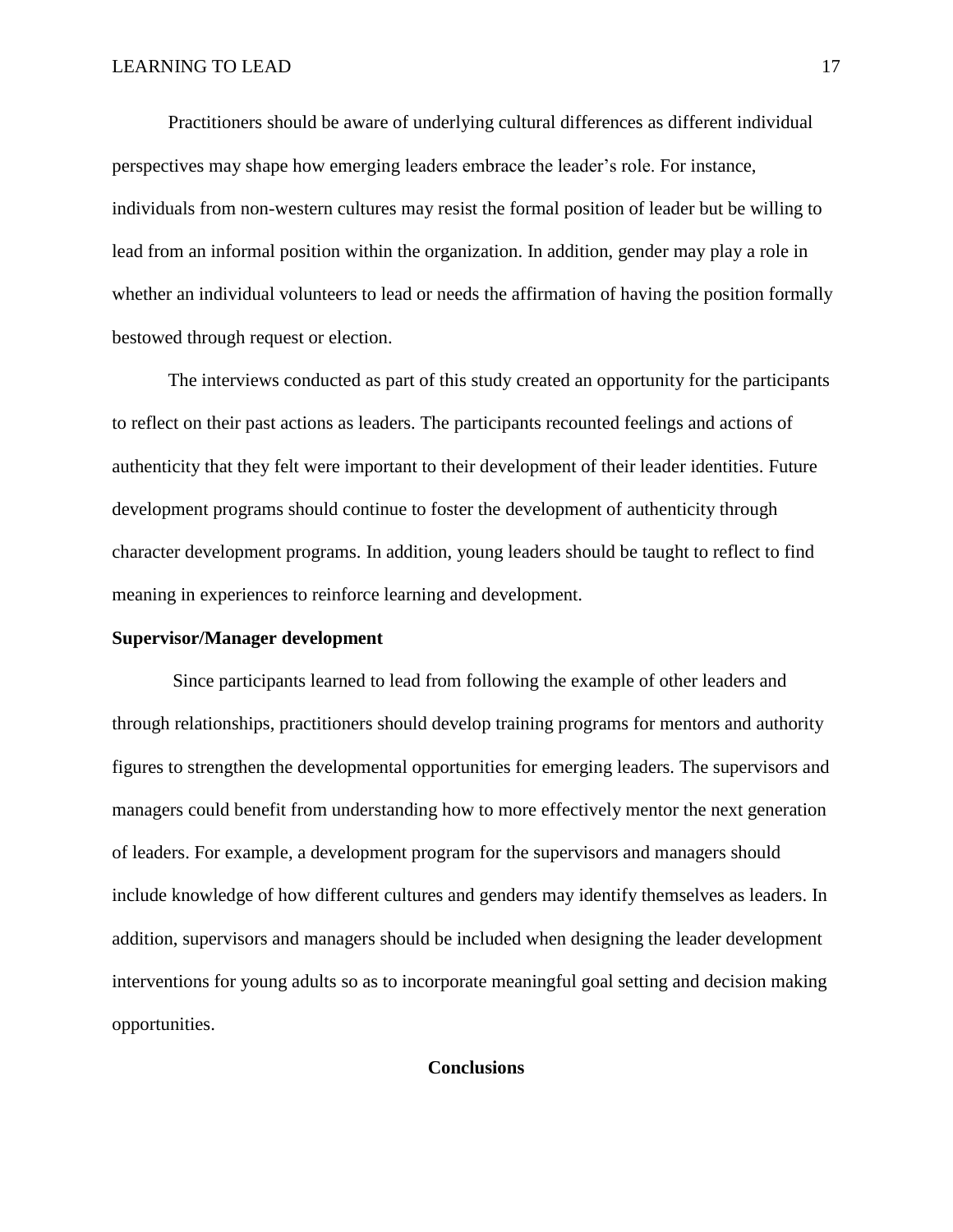Practitioners should be aware of underlying cultural differences as different individual perspectives may shape how emerging leaders embrace the leader's role. For instance, individuals from non-western cultures may resist the formal position of leader but be willing to lead from an informal position within the organization. In addition, gender may play a role in whether an individual volunteers to lead or needs the affirmation of having the position formally bestowed through request or election.

The interviews conducted as part of this study created an opportunity for the participants to reflect on their past actions as leaders. The participants recounted feelings and actions of authenticity that they felt were important to their development of their leader identities. Future development programs should continue to foster the development of authenticity through character development programs. In addition, young leaders should be taught to reflect to find meaning in experiences to reinforce learning and development.

**Supervisor/Manager development**

Since participants learned to lead from following the example of other leaders and through relationships, practitioners should develop training programs for mentors and authority figures to strengthen the developmental opportunities for emerging leaders. The supervisors and managers could benefit from understanding how to more effectively mentor the next generation of leaders. For example, a development program for the supervisors and managers should include knowledge of how different cultures and genders may identify themselves as leaders. In addition, supervisors and managers should be included when designing the leader development interventions for young adults so as to incorporate meaningful goal setting and decision making opportunities.

## Conclusions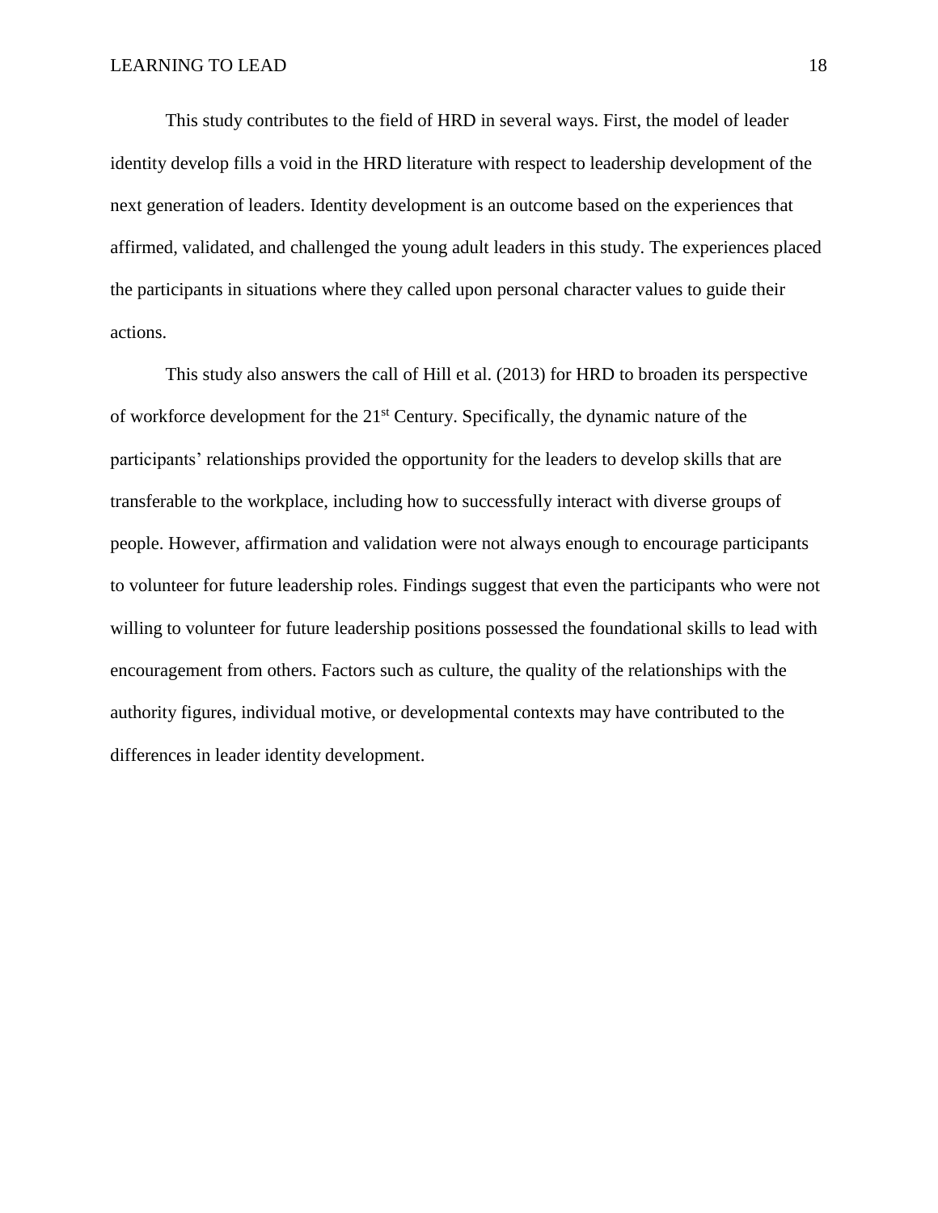This study contributes to the field of HRD in several ways. First, the model of leader identity develop fills a void in the HRD literature with respect to leadership development of the next generation of leaders. Identity development is an outcome based on the experiences that affirmed, validated, and challenged the young adult leaders in this study. The experiences placed the participants in situations where they called upon personal character values to guide their actions.

This study also answers the call of Hill et al. (2013) for HRD to broaden its perspective of workforce development for the 21st Century. Specifically, the dynamic nature of the participants' relationships provided the opportunity for the leaders to develop skills that are transferable to the workplace, including how to successfully interact with diverse groups of people. However, affirmation and validation were not always enough to encourage participants to volunteer for future leadership roles. Findings suggest that even the participants who were not willing to volunteer for future leadership positions possessed the foundational skills to lead with encouragement from others. Factors such as culture, the quality of the relationships with the authority figures, individual motive, or developmental contexts may have contributed to the differences in leader identity development.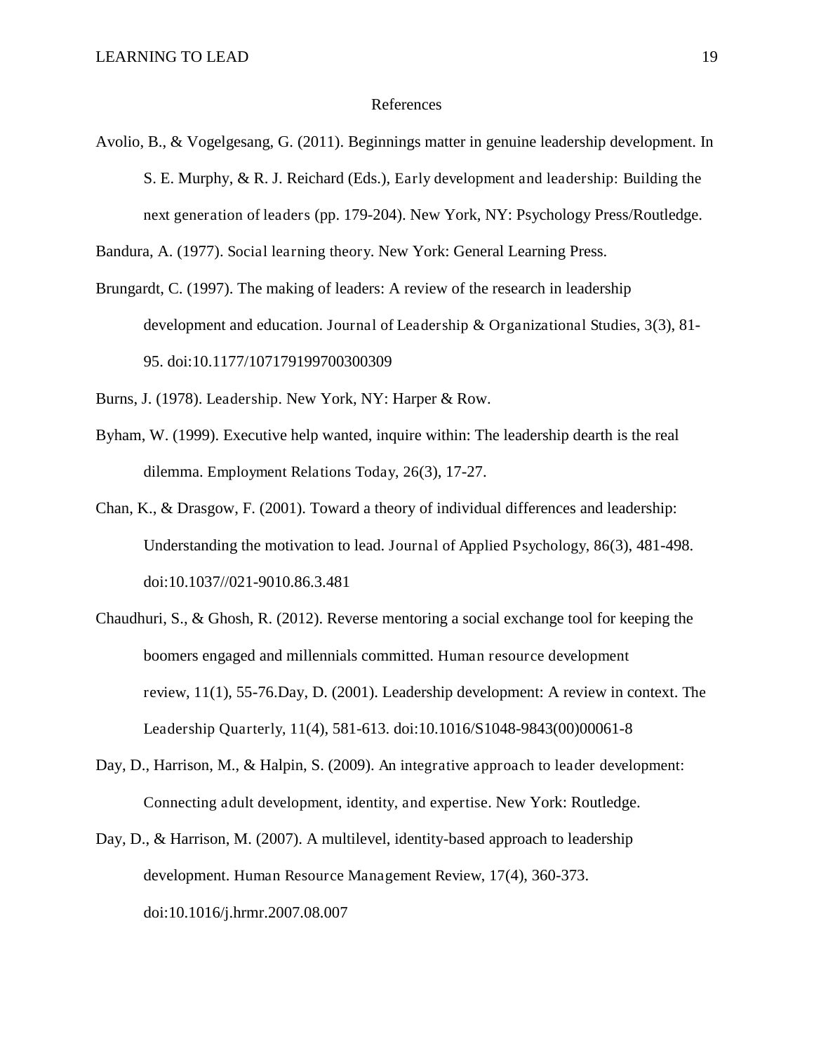# References

Avolio, B., & Vogelgesang, G. (2011). Beginnings matter in genuine leadership development. In S. E. Murphy, & R. J. Reichard (Eds.), *Early development and leadership: Building the next generation of leaders* (pp. 179-204). New York, NY: Psychology Press/Routledge.

Bandura, A. (1977). *Social learning theory*. New York: General Learning Press.

Brungardt, C. (1997). The making of leaders: A review of the research in leadership development and education. *Journal of Leadership & Organizational Studies*, 3(3), 81-95. doi:10.1177/107179199700300309

Burns, J. (1978). *Leadership*. New York, NY: Harper & Row.

Byham, W. (1999). Executive help wanted, inquire within: The leadership dearth is the real dilemma. *Employment Relations Today*, 26(3), 17-27.

Chan, K., & Drasgow, F. (2001). Toward a theory of individual differences and leadership: Understanding the motivation to lead. *Journal of Applied Psychology*, 86(3), 481-498. doi:10.1037//021-9010.86.3.481

Chaudhuri, S., & Ghosh, R. (2012). Reverse mentoring a social exchange tool for keeping the boomers engaged and millennials committed. *Human resource development review*, 11(1), 55-76.Day, D. (2001). Leadership development: A review in context. *The Leadership Quarterly*, 11(4), 581-613. doi:10.1016/S1048-9843(00)00061-8

Day, D., Harrison, M., & Halpin, S. (2009). *An integrative approach to leader development: Connecting adult development, identity, and expertise*. New York: Routledge.

Day, D., & Harrison, M. (2007). A multilevel, identity-based approach to leadership development. *Human Resource Management Review*, 17(4), 360-373. doi:10.1016/j.hrmr.2007.08.007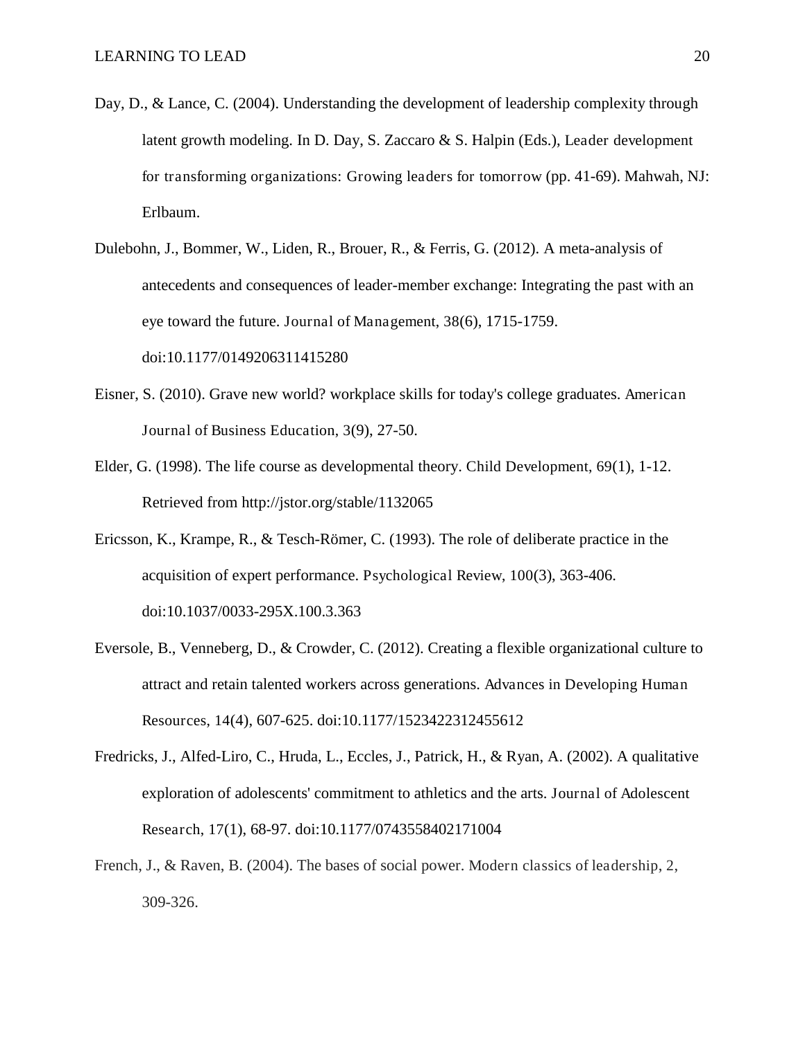Day, D., & Lance, C. (2004). Understanding the development of leadership complexity through latent growth modeling. In D. Day, S. Zaccaro & S. Halpin (Eds.), Leader development for transforming organizations: Growing leaders for tomorrow (pp. 41-69). Mahwah, NJ: Erlbaum.

Dulebohn, J., Bommer, W., Liden, R., Brouer, R., & Ferris, G. (2012). A meta-analysis of antecedents and consequences of leader-member exchange: Integrating the past with an eye toward the future. Journal of Management, 38(6), 1715-1759. doi:10.1177/0149206311415280

Eisner, S. (2010). Grave new world? workplace skills for today's college graduates. American Journal of Business Education, 3(9), 27-50.

Elder, G. (1998). The life course as developmental theory. Child Development, 69(1), 1-12. Retrieved from http://jstor.org/stable/1132065

Ericsson, K., Krampe, R., & Tesch-Römer, C. (1993). The role of deliberate practice in the acquisition of expert performance. Psychological Review, 100(3), 363-406. doi:10.1037/0033-295X.100.3.363

Eversole, B., Venneberg, D., & Crowder, C. (2012). Creating a flexible organizational culture to attract and retain talented workers across generations. Advances in Developing Human Resources, 14(4), 607-625. doi:10.1177/1523422312455612

Fredricks, J., Alfed-Liro, C., Hruda, L., Eccles, J., Patrick, H., & Ryan, A. (2002). A qualitative exploration of adolescents' commitment to athletics and the arts. Journal of Adolescent Research, 17(1), 68-97. doi:10.1177/0743558402171004

French, J., & Raven, B. (2004). The bases of social power. Modern classics of leadership, 2, 309-326.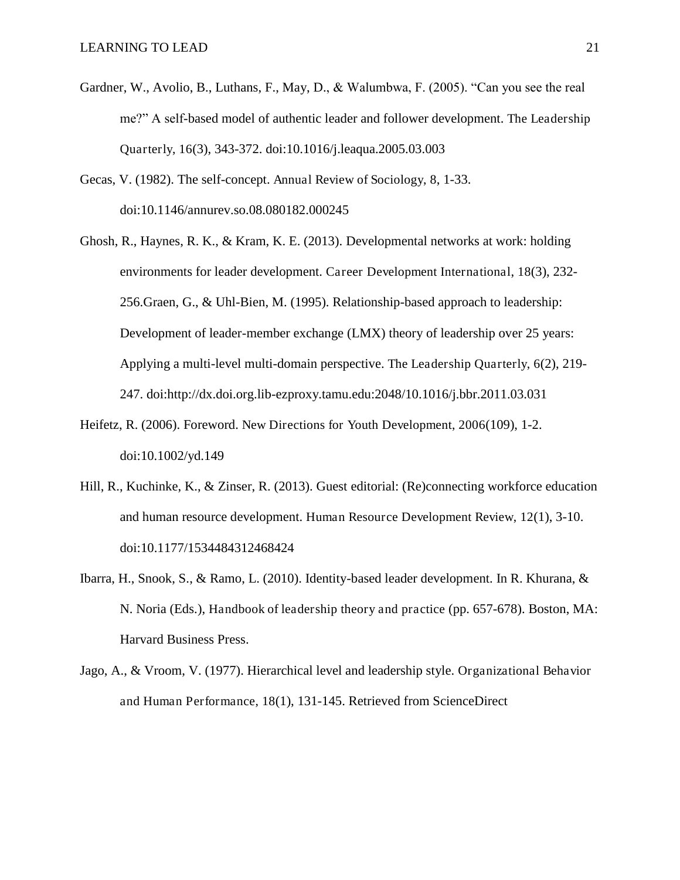Gardner, W., Avolio, B., Luthans, F., May, D., & Walumbwa, F. (2005). "Can you see the real me?" A self-based model of authentic leader and follower development. *The Leadership Quarterly*, 16(3), 343-372. doi:10.1016/j.leaqua.2005.03.003

Gecas, V. (1982). The self-concept. *Annual Review of Sociology*, 8, 1-33. doi:10.1146/annurev.so.08.080182.000245

Ghosh, R., Haynes, R. K., & Kram, K. E. (2013). Developmental networks at work: holding environments for leader development. *Career Development International*, 18(3), 232-256.Graen, G., & Uhl-Bien, M. (1995). Relationship-based approach to leadership: Development of leader-member exchange (LMX) theory of leadership over 25 years: Applying a multi-level multi-domain perspective. *The Leadership Quarterly*, 6(2), 219-247. doi:http://dx.doi.org.lib-ezproxy.tamu.edu:2048/10.1016/j.bbr.2011.03.031

Heifetz, R. (2006). Foreword. *New Directions for Youth Development*, 2006(109), 1-2. doi:10.1002/yd.149

Hill, R., Kuchinke, K., & Zinser, R. (2013). Guest editorial: (Re)connecting workforce education and human resource development. *Human Resource Development Review*, 12(1), 3-10. doi:10.1177/1534484312468424

Ibarra, H., Snook, S., & Ramo, L. (2010). Identity-based leader development. In R. Khurana, & N. Noria (Eds.), *Handbook of leadership theory and practice* (pp. 657-678). Boston, MA: Harvard Business Press.

Jago, A., & Vroom, V. (1977). Hierarchical level and leadership style. *Organizational Behavior and Human Performance*, 18(1), 131-145. Retrieved from ScienceDirect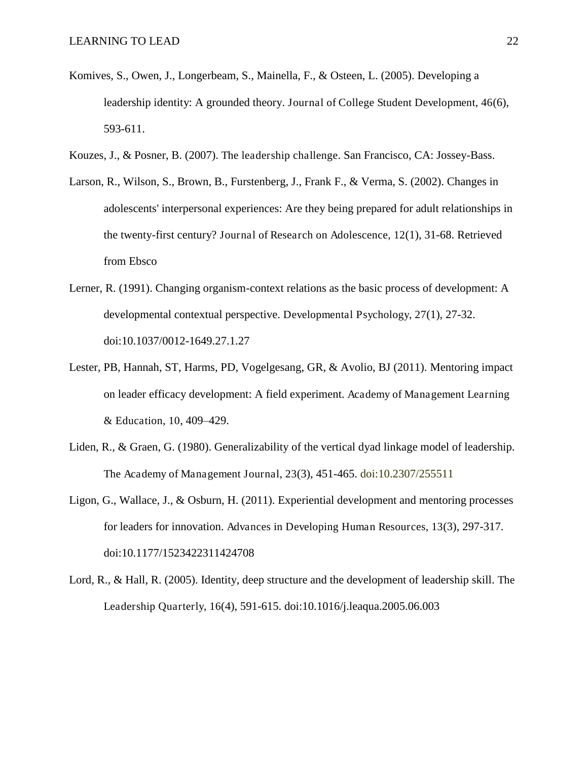Komives, S., Owen, J., Longerbeam, S., Mainella, F., & Osteen, L. (2005). Developing a leadership identity: A grounded theory. *Journal of College Student Development, 46*(6), 593-611.

Kouzes, J., & Posner, B. (2007). *The leadership challenge*. San Francisco, CA: Jossey-Bass.

Larson, R., Wilson, S., Brown, B., Furstenberg, J., Frank F., & Verma, S. (2002). Changes in adolescents' interpersonal experiences: Are they being prepared for adult relationships in the twenty-first century? *Journal of Research on Adolescence, 12*(1), 31-68. Retrieved from Ebsco

Lerner, R. (1991). Changing organism-context relations as the basic process of development: A developmental contextual perspective. *Developmental Psychology, 27*(1), 27-32. doi:10.1037/0012-1649.27.1.27

Lester, PB, Hannah, ST, Harms, PD, Vogelgesang, GR, & Avolio, BJ (2011). Mentoring impact on leader efficacy development: A field experiment. *Academy of Management Learning & Education, 10*, 409–429.

Liden, R., & Graen, G. (1980). Generalizability of the vertical dyad linkage model of leadership. *The Academy of Management Journal, 23*(3), 451-465. doi:10.2307/255511

Ligon, G., Wallace, J., & Osburn, H. (2011). Experiential development and mentoring processes for leaders for innovation. *Advances in Developing Human Resources, 13*(3), 297-317. doi:10.1177/1523422311424708

Lord, R., & Hall, R. (2005). Identity, deep structure and the development of leadership skill. *The Leadership Quarterly, 16*(4), 591-615. doi:10.1016/j.leaqua.2005.06.003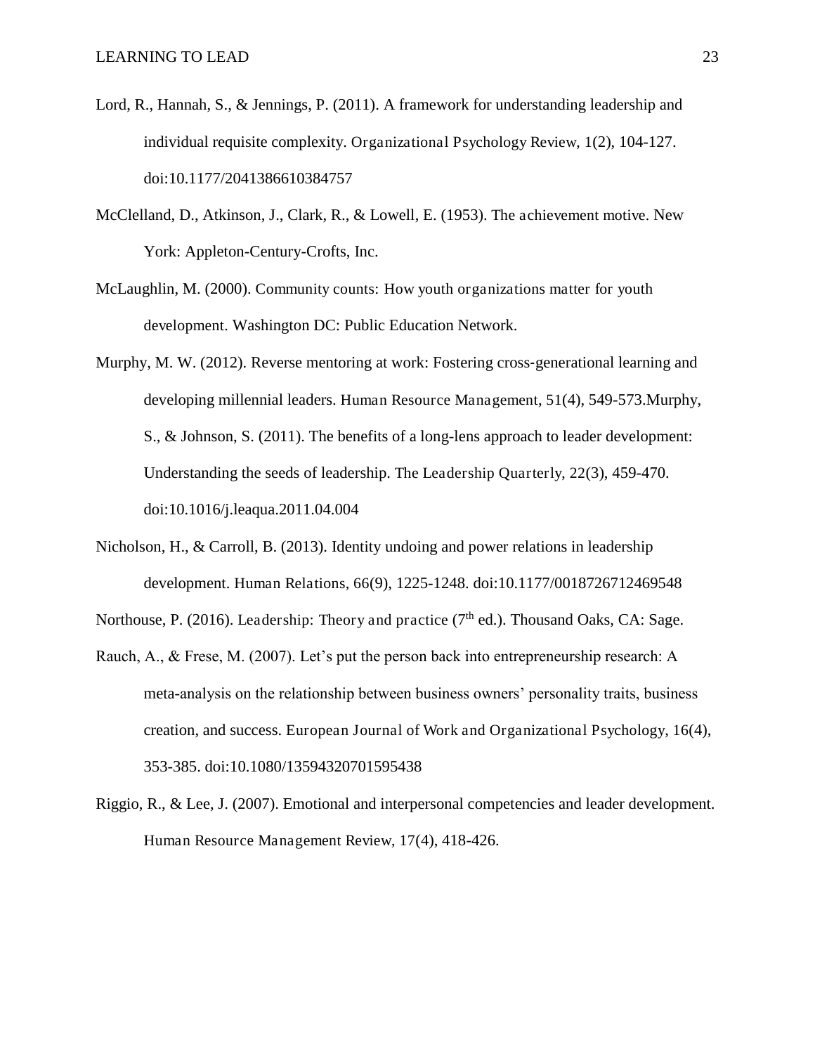Lord, R., Hannah, S., & Jennings, P. (2011). A framework for understanding leadership and individual requisite complexity. Organizational Psychology Review, 1(2), 104-127. doi:10.1177/2041386610384757

McClelland, D., Atkinson, J., Clark, R., & Lowell, E. (1953). The achievement motive. New York: Appleton-Century-Crofts, Inc.

McLaughlin, M. (2000). Community counts: How youth organizations matter for youth development. Washington DC: Public Education Network.

Murphy, M. W. (2012). Reverse mentoring at work: Fostering cross-generational learning and developing millennial leaders. Human Resource Management, 51(4), 549-573.Murphy, S., & Johnson, S. (2011). The benefits of a long-lens approach to leader development: Understanding the seeds of leadership. The Leadership Quarterly, 22(3), 459-470. doi:10.1016/j.leaqua.2011.04.004

Nicholson, H., & Carroll, B. (2013). Identity undoing and power relations in leadership development. Human Relations, 66(9), 1225-1248. doi:10.1177/0018726712469548

Northouse, P. (2016). Leadership: Theory and practice (7th ed.). Thousand Oaks, CA: Sage.

Rauch, A., & Frese, M. (2007). Let's put the person back into entrepreneurship research: A meta-analysis on the relationship between business owners' personality traits, business creation, and success. European Journal of Work and Organizational Psychology, 16(4), 353-385. doi:10.1080/13594320701595438

Riggio, R., & Lee, J. (2007). Emotional and interpersonal competencies and leader development. Human Resource Management Review, 17(4), 418-426.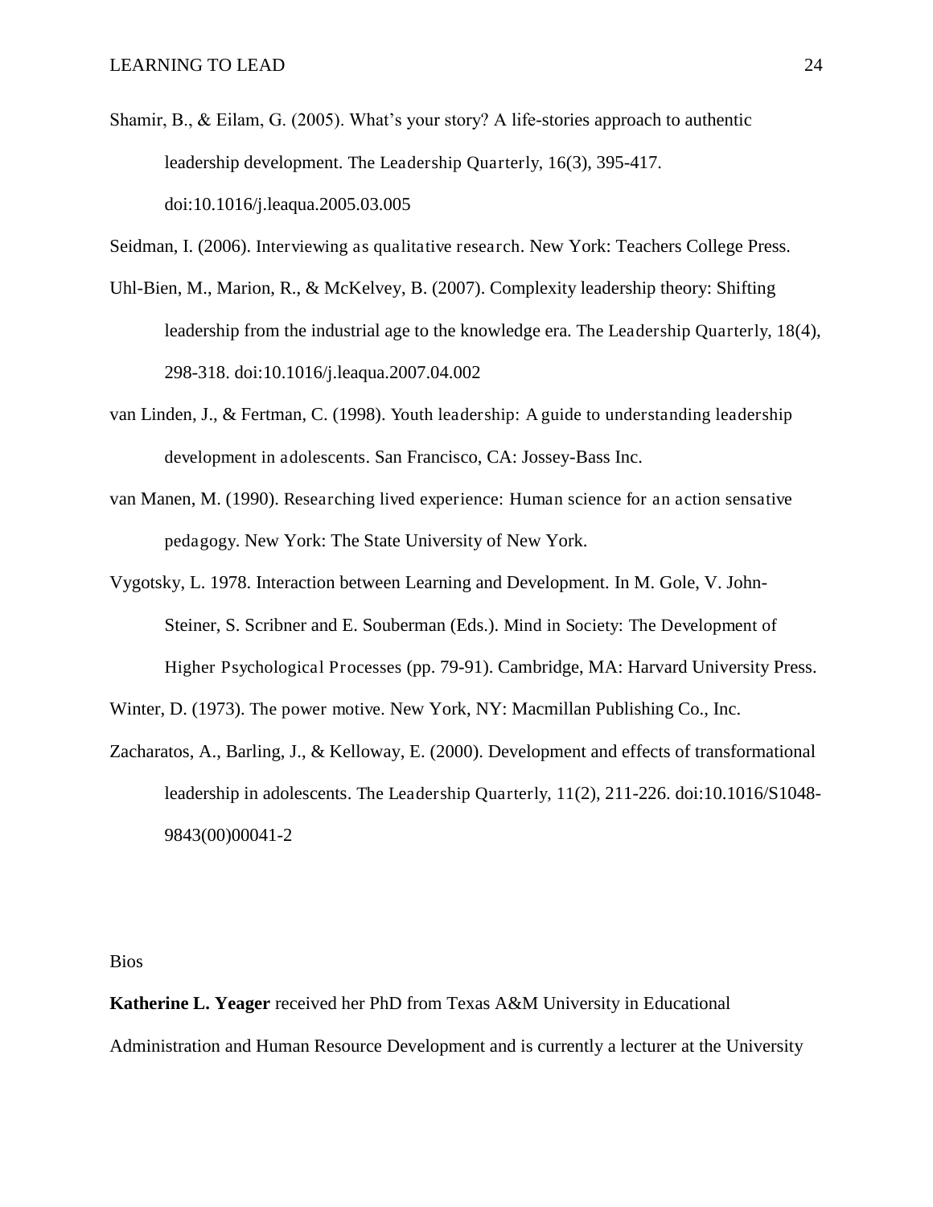Shamir, B., & Eilam, G. (2005). What's your story? A life-stories approach to authentic leadership development. *The Leadership Quarterly*, 16(3), 395-417. doi:10.1016/j.leaqua.2005.03.005

Seidman, I. (2006). *Interviewing as qualitative research*. New York: Teachers College Press.

Uhl-Bien, M., Marion, R., & McKelvey, B. (2007). Complexity leadership theory: Shifting leadership from the industrial age to the knowledge era. *The Leadership Quarterly*, 18(4), 298-318. doi:10.1016/j.leaqua.2007.04.002

van Linden, J., & Fertman, C. (1998). *Youth leadership: A guide to understanding leadership development in adolescents*. San Francisco, CA: Jossey-Bass Inc.

van Manen, M. (1990). *Researching lived experience: Human science for an action sensative pedagogy*. New York: The State University of New York.

Vygotsky, L. 1978. Interaction between Learning and Development. In M. Gole, V. John-Steiner, S. Scribner and E. Souberman (Eds.). *Mind in Society: The Development of Higher Psychological Processes* (pp. 79-91). Cambridge, MA: Harvard University Press.

Winter, D. (1973). *The power motive*. New York, NY: Macmillan Publishing Co., Inc.

Zacharatos, A., Barling, J., & Kelloway, E. (2000). Development and effects of transformational leadership in adolescents. *The Leadership Quarterly*, 11(2), 211-226. doi:10.1016/S1048-9843(00)00041-2

Bios

**Katherine L. Yeager** received her PhD from Texas A&M University in Educational Administration and Human Resource Development and is currently a lecturer at the University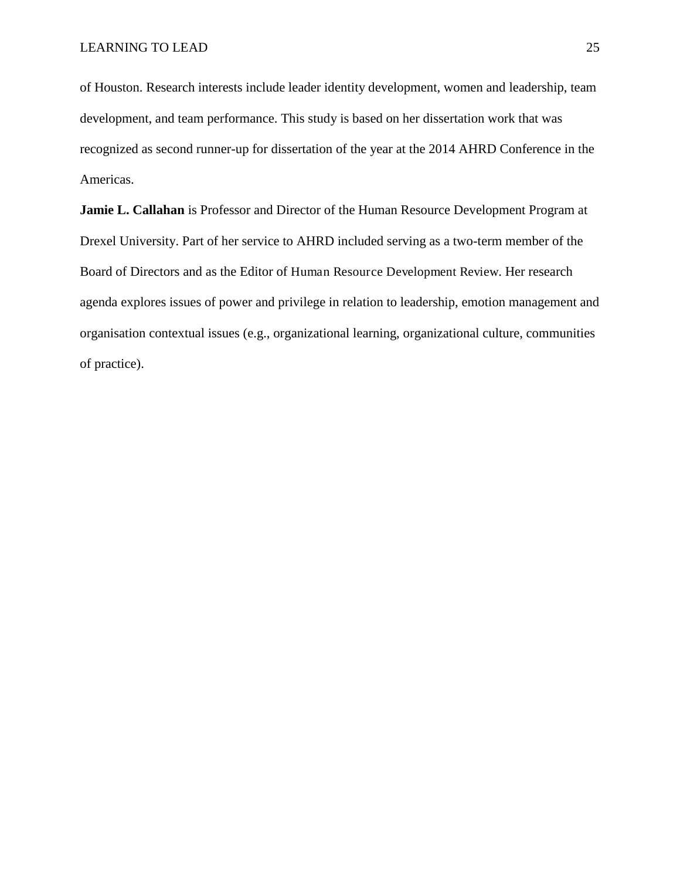of Houston. Research interests include leader identity development, women and leadership, team development, and team performance. This study is based on her dissertation work that was recognized as second runner-up for dissertation of the year at the 2014 AHRD Conference in the Americas.

**Jamie L. Callahan** is Professor and Director of the Human Resource Development Program at Drexel University. Part of her service to AHRD included serving as a two-term member of the Board of Directors and as the Editor of Human Resource Development Review. Her research agenda explores issues of power and privilege in relation to leadership, emotion management and organisation contextual issues (e.g., organizational learning, organizational culture, communities of practice).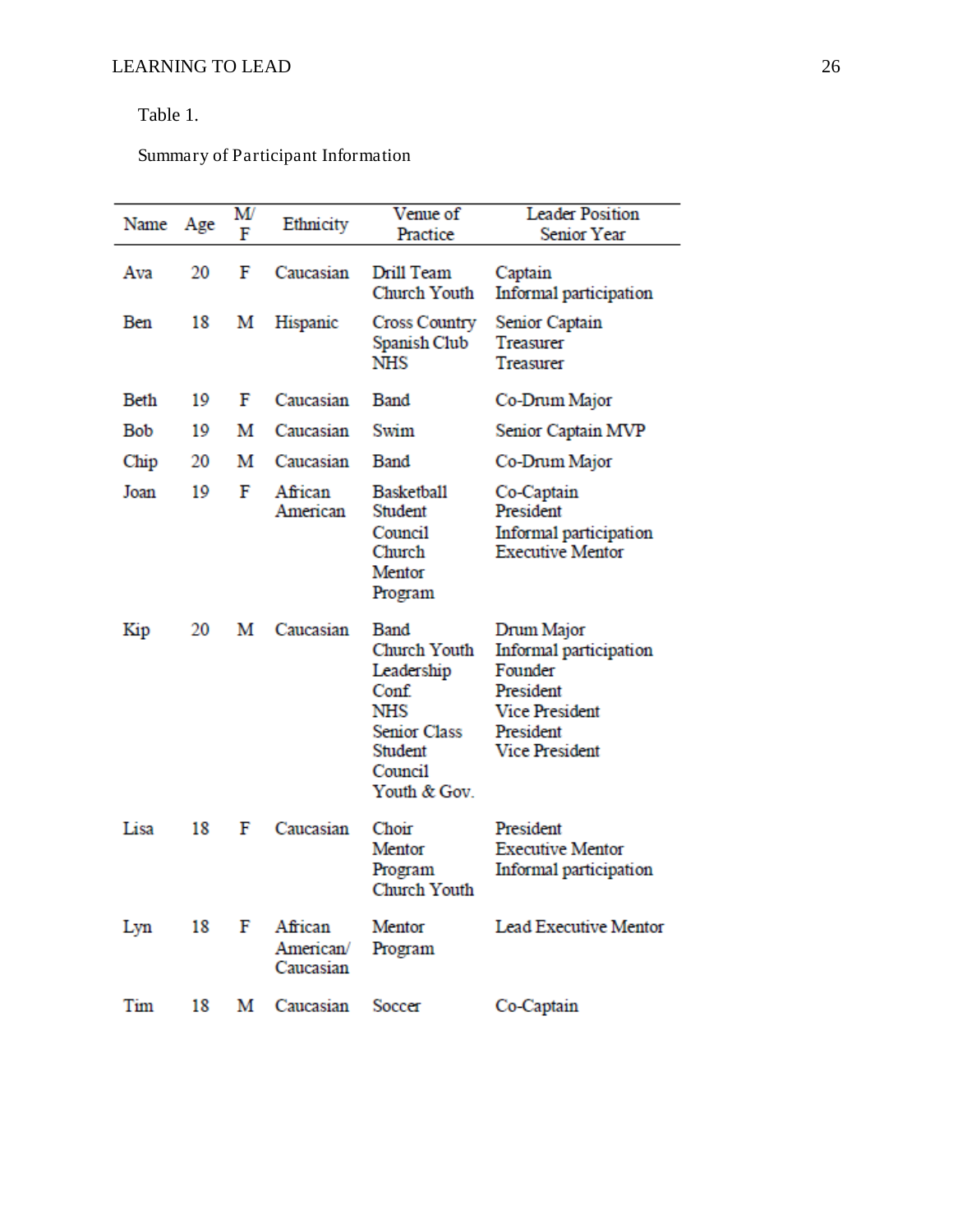Table 1.

Summary of Participant Information

| Name | Age | M/F | Ethnicity | Venue of Practice | Leader Position Senior Year |
|---|---|---|---|---|---|
| Ava | 20 | F | Caucasian | Drill Team<br>Church Youth | Captain<br>Informal participation |
| Ben | 18 | M | Hispanic | Cross Country<br>Spanish Club<br>NHS | Senior Captain<br>Treasurer<br>Treasurer |
| Beth | 19 | F | Caucasian | Band | Co-Drum Major |
| Bob | 19 | M | Caucasian | Swim | Senior Captain MVP |
| Chip | 20 | M | Caucasian | Band | Co-Drum Major |
| Joan | 19 | F | African American | Basketball<br>Student Council<br>Church<br>Mentor Program | Co-Captain<br>President<br>Informal participation<br>Executive Mentor |
| Kip | 20 | M | Caucasian | Band<br>Church Youth<br>Leadership Conf.<br>NHS<br>Senior Class<br>Student Council<br>Youth & Gov. | Drum Major<br>Informal participation<br>Founder<br>President<br>Vice President<br>President<br>Vice President |
| Lisa | 18 | F | Caucasian | Choir<br>Mentor Program<br>Church Youth | President<br>Executive Mentor<br>Informal participation |
| Lyn | 18 | F | African American/ Caucasian | Mentor Program | Lead Executive Mentor |
| Tim | 18 | M | Caucasian | Soccer | Co-Captain |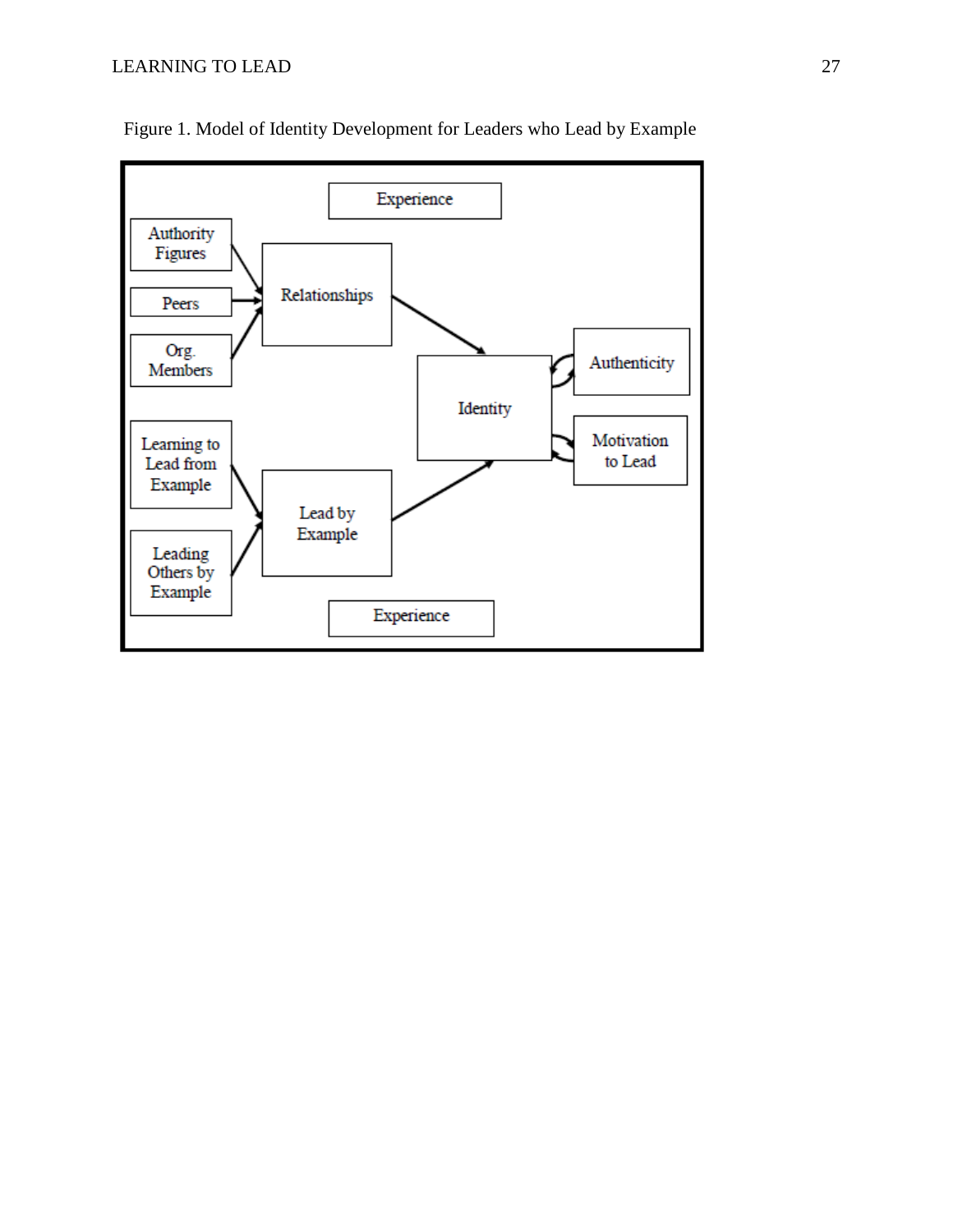Figure 1. Model of Identity Development for Leaders who Lead by Example

Experience

Authority Figures

Peers

Org. Members

Relationships

Identity

Authenticity

Motivation to Lead

Learning to Lead from Example

Leading Others by Example

Lead by Example

Experience